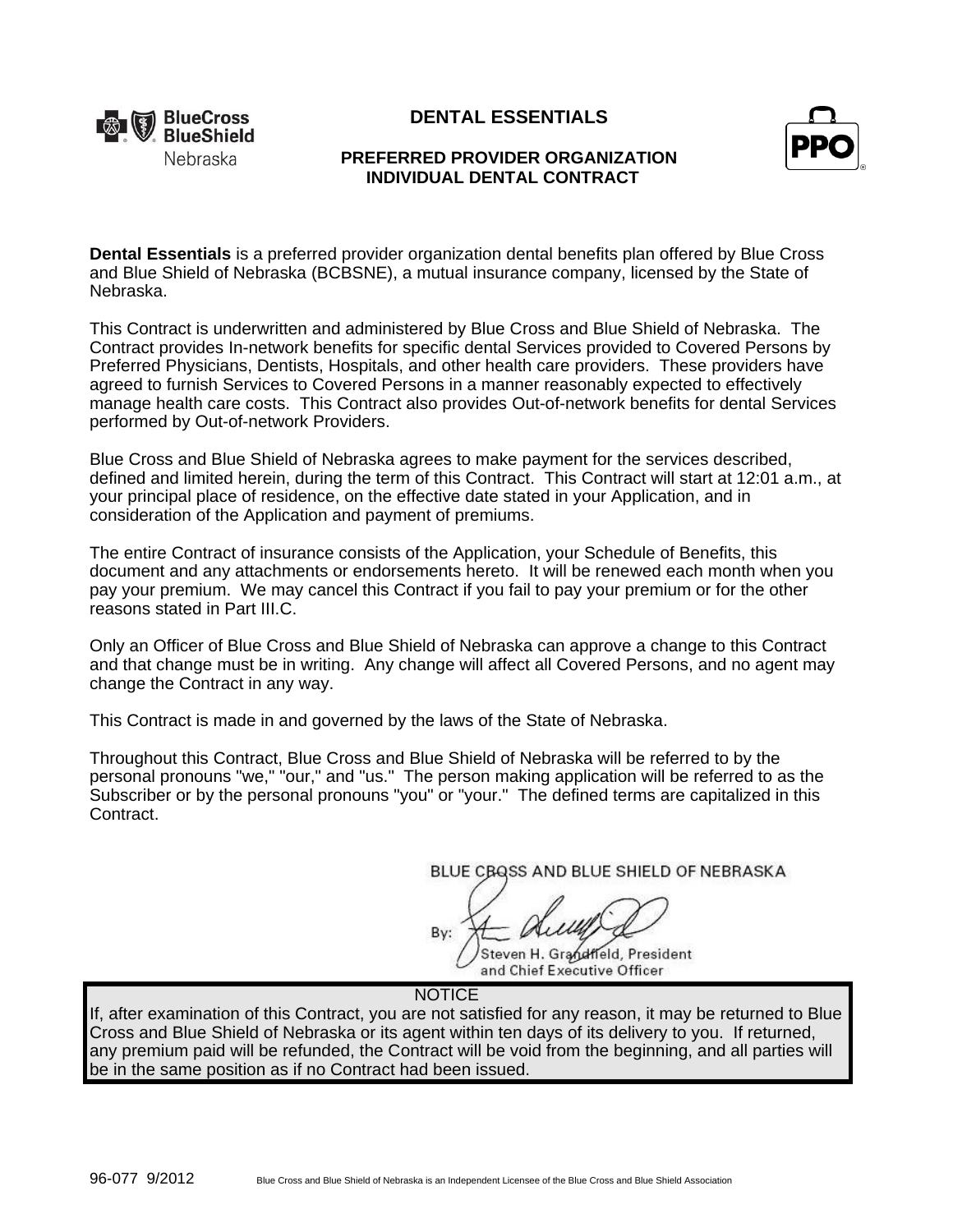# DENTAL ESSENTIALS

## PREFERRED PROVIDER ORGANIZATION INDIVIDUAL DENTAL CONTRACT

**Dental Essentials** is a preferred provider organization dental benefits plan offered by Blue Cross and Blue Shield of Nebraska (BCBSNE), a mutual insurance company, licensed by the State of Nebraska.

This Contract is underwritten and administered by Blue Cross and Blue Shield of Nebraska. The Contract provides In-network benefits for specific dental Services provided to Covered Persons by Preferred Physicians, Dentists, Hospitals, and other health care providers. These providers have agreed to furnish Services to Covered Persons in a manner reasonably expected to effectively manage health care costs. This Contract also provides Out-of-network benefits for dental Services performed by Out-of-network Providers.

Blue Cross and Blue Shield of Nebraska agrees to make payment for the services described, defined and limited herein, during the term of this Contract. This Contract will start at 12:01 a.m., at your principal place of residence, on the effective date stated in your Application, and in consideration of the Application and payment of premiums.

The entire Contract of insurance consists of the Application, your Schedule of Benefits, this document and any attachments or endorsements hereto. It will be renewed each month when you pay your premium. We may cancel this Contract if you fail to pay your premium or for the other reasons stated in Part III.C.

Only an Officer of Blue Cross and Blue Shield of Nebraska can approve a change to this Contract and that change must be in writing. Any change will affect all Covered Persons, and no agent may change the Contract in any way.

This Contract is made in and governed by the laws of the State of Nebraska.

Throughout this Contract, Blue Cross and Blue Shield of Nebraska will be referred to by the personal pronouns "we," "our," and "us." The person making application will be referred to as the Subscriber or by the personal pronouns "you" or "your." The defined terms are capitalized in this Contract.

BLUE CROSS AND BLUE SHIELD OF NEBRASKA

By:

Steven H. Grandfield, President and Chief Executive Officer

**NOTICE**

If, after examination of this Contract, you are not satisfied for any reason, it may be returned to Blue Cross and Blue Shield of Nebraska or its agent within ten days of its delivery to you. If returned, any premium paid will be refunded, the Contract will be void from the beginning, and all parties will be in the same position as if no Contract had been issued.

96-077 9/2012

Blue Cross and Blue Shield of Nebraska is an Independent Licensee of the Blue Cross and Blue Shield Association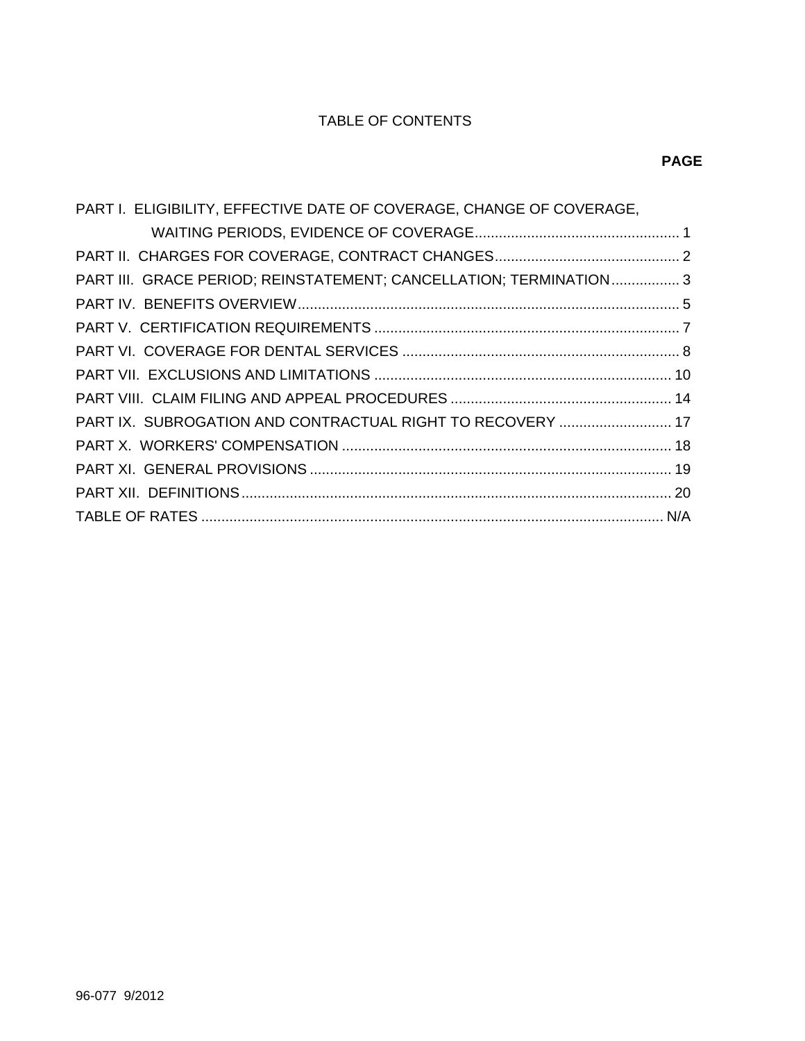# TABLE OF CONTENTS

| | PAGE |
|---|---|
| PART I. ELIGIBILITY, EFFECTIVE DATE OF COVERAGE, CHANGE OF COVERAGE, WAITING PERIODS, EVIDENCE OF COVERAGE | 1 |
| PART II. CHARGES FOR COVERAGE, CONTRACT CHANGES | 2 |
| PART III. GRACE PERIOD; REINSTATEMENT; CANCELLATION; TERMINATION | 3 |
| PART IV. BENEFITS OVERVIEW | 5 |
| PART V. CERTIFICATION REQUIREMENTS | 7 |
| PART VI. COVERAGE FOR DENTAL SERVICES | 8 |
| PART VII. EXCLUSIONS AND LIMITATIONS | 10 |
| PART VIII. CLAIM FILING AND APPEAL PROCEDURES | 14 |
| PART IX. SUBROGATION AND CONTRACTUAL RIGHT TO RECOVERY | 17 |
| PART X. WORKERS' COMPENSATION | 18 |
| PART XI. GENERAL PROVISIONS | 19 |
| PART XII. DEFINITIONS | 20 |
| TABLE OF RATES | N/A |

96-077 9/2012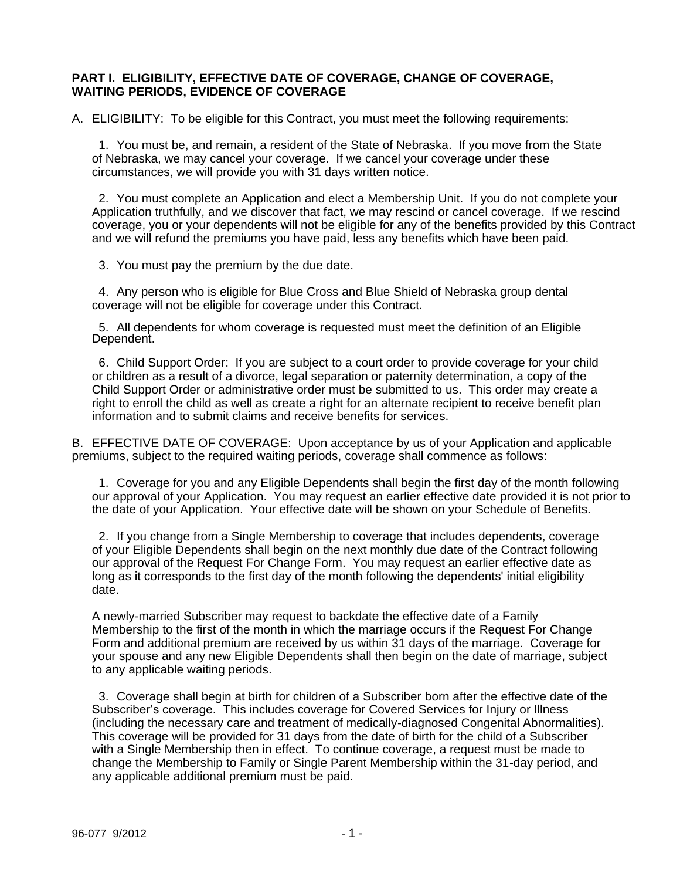## PART I. ELIGIBILITY, EFFECTIVE DATE OF COVERAGE, CHANGE OF COVERAGE, WAITING PERIODS, EVIDENCE OF COVERAGE

A. ELIGIBILITY: To be eligible for this Contract, you must meet the following requirements:

1. You must be, and remain, a resident of the State of Nebraska. If you move from the State of Nebraska, we may cancel your coverage. If we cancel your coverage under these circumstances, we will provide you with 31 days written notice.

2. You must complete an Application and elect a Membership Unit. If you do not complete your Application truthfully, and we discover that fact, we may rescind or cancel coverage. If we rescind coverage, you or your dependents will not be eligible for any of the benefits provided by this Contract and we will refund the premiums you have paid, less any benefits which have been paid.

3. You must pay the premium by the due date.

4. Any person who is eligible for Blue Cross and Blue Shield of Nebraska group dental coverage will not be eligible for coverage under this Contract.

5. All dependents for whom coverage is requested must meet the definition of an Eligible Dependent.

6. Child Support Order: If you are subject to a court order to provide coverage for your child or children as a result of a divorce, legal separation or paternity determination, a copy of the Child Support Order or administrative order must be submitted to us. This order may create a right to enroll the child as well as create a right for an alternate recipient to receive benefit plan information and to submit claims and receive benefits for services.

B. EFFECTIVE DATE OF COVERAGE: Upon acceptance by us of your Application and applicable premiums, subject to the required waiting periods, coverage shall commence as follows:

1. Coverage for you and any Eligible Dependents shall begin the first day of the month following our approval of your Application. You may request an earlier effective date provided it is not prior to the date of your Application. Your effective date will be shown on your Schedule of Benefits.

2. If you change from a Single Membership to coverage that includes dependents, coverage of your Eligible Dependents shall begin on the next monthly due date of the Contract following our approval of the Request For Change Form. You may request an earlier effective date as long as it corresponds to the first day of the month following the dependents' initial eligibility date.

A newly-married Subscriber may request to backdate the effective date of a Family Membership to the first of the month in which the marriage occurs if the Request For Change Form and additional premium are received by us within 31 days of the marriage. Coverage for your spouse and any new Eligible Dependents shall then begin on the date of marriage, subject to any applicable waiting periods.

3. Coverage shall begin at birth for children of a Subscriber born after the effective date of the Subscriber's coverage. This includes coverage for Covered Services for Injury or Illness (including the necessary care and treatment of medically-diagnosed Congenital Abnormalities). This coverage will be provided for 31 days from the date of birth for the child of a Subscriber with a Single Membership then in effect. To continue coverage, a request must be made to change the Membership to Family or Single Parent Membership within the 31-day period, and any applicable additional premium must be paid.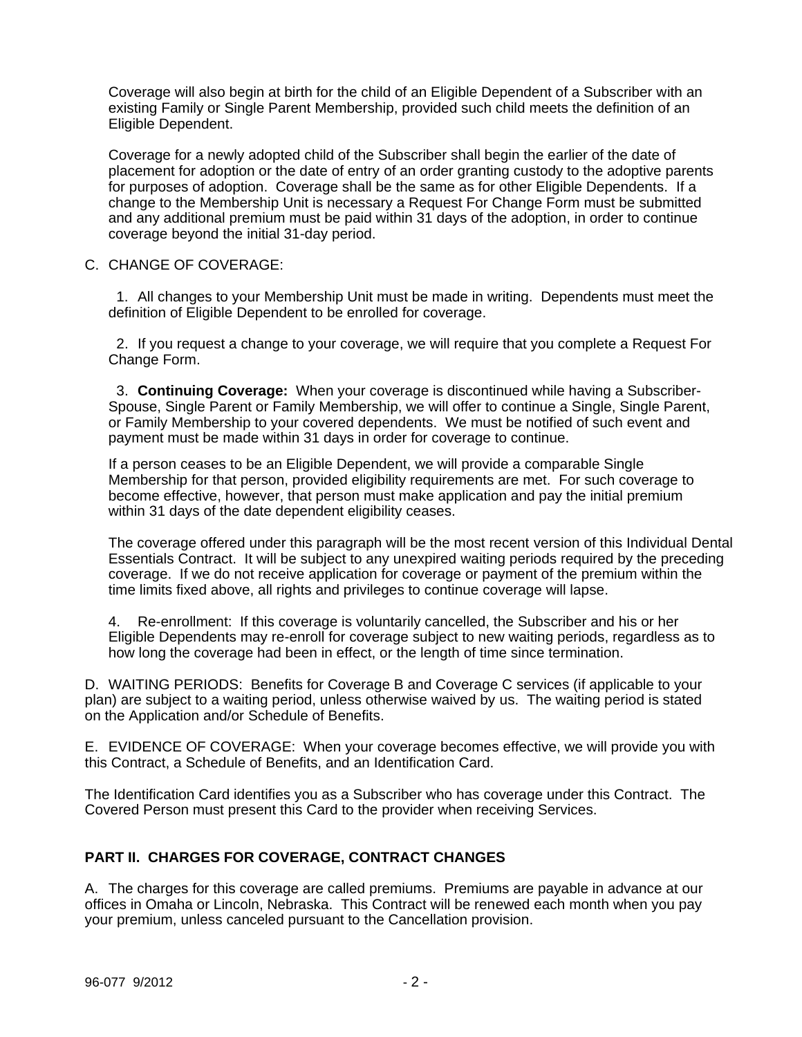Coverage will also begin at birth for the child of an Eligible Dependent of a Subscriber with an existing Family or Single Parent Membership, provided such child meets the definition of an Eligible Dependent.

Coverage for a newly adopted child of the Subscriber shall begin the earlier of the date of placement for adoption or the date of entry of an order granting custody to the adoptive parents for purposes of adoption. Coverage shall be the same as for other Eligible Dependents. If a change to the Membership Unit is necessary a Request For Change Form must be submitted and any additional premium must be paid within 31 days of the adoption, in order to continue coverage beyond the initial 31-day period.

C. CHANGE OF COVERAGE:

1. All changes to your Membership Unit must be made in writing. Dependents must meet the definition of Eligible Dependent to be enrolled for coverage.

2. If you request a change to your coverage, we will require that you complete a Request For Change Form.

3. **Continuing Coverage:** When your coverage is discontinued while having a Subscriber-Spouse, Single Parent or Family Membership, we will offer to continue a Single, Single Parent, or Family Membership to your covered dependents. We must be notified of such event and payment must be made within 31 days in order for coverage to continue.

If a person ceases to be an Eligible Dependent, we will provide a comparable Single Membership for that person, provided eligibility requirements are met. For such coverage to become effective, however, that person must make application and pay the initial premium within 31 days of the date dependent eligibility ceases.

The coverage offered under this paragraph will be the most recent version of this Individual Dental Essentials Contract. It will be subject to any unexpired waiting periods required by the preceding coverage. If we do not receive application for coverage or payment of the premium within the time limits fixed above, all rights and privileges to continue coverage will lapse.

4. Re-enrollment: If this coverage is voluntarily cancelled, the Subscriber and his or her Eligible Dependents may re-enroll for coverage subject to new waiting periods, regardless as to how long the coverage had been in effect, or the length of time since termination.

D. WAITING PERIODS: Benefits for Coverage B and Coverage C services (if applicable to your plan) are subject to a waiting period, unless otherwise waived by us. The waiting period is stated on the Application and/or Schedule of Benefits.

E. EVIDENCE OF COVERAGE: When your coverage becomes effective, we will provide you with this Contract, a Schedule of Benefits, and an Identification Card.

The Identification Card identifies you as a Subscriber who has coverage under this Contract. The Covered Person must present this Card to the provider when receiving Services.

## PART II. CHARGES FOR COVERAGE, CONTRACT CHANGES

A. The charges for this coverage are called premiums. Premiums are payable in advance at our offices in Omaha or Lincoln, Nebraska. This Contract will be renewed each month when you pay your premium, unless canceled pursuant to the Cancellation provision.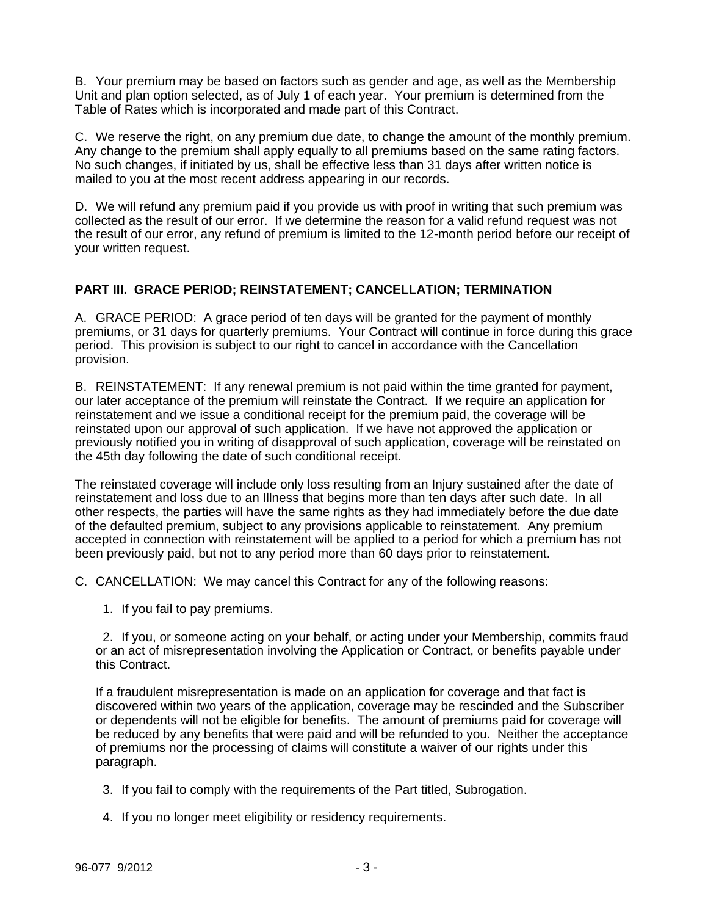B. Your premium may be based on factors such as gender and age, as well as the Membership Unit and plan option selected, as of July 1 of each year. Your premium is determined from the Table of Rates which is incorporated and made part of this Contract.

C. We reserve the right, on any premium due date, to change the amount of the monthly premium. Any change to the premium shall apply equally to all premiums based on the same rating factors. No such changes, if initiated by us, shall be effective less than 31 days after written notice is mailed to you at the most recent address appearing in our records.

D. We will refund any premium paid if you provide us with proof in writing that such premium was collected as the result of our error. If we determine the reason for a valid refund request was not the result of our error, any refund of premium is limited to the 12-month period before our receipt of your written request.

## PART III. GRACE PERIOD; REINSTATEMENT; CANCELLATION; TERMINATION

A. GRACE PERIOD: A grace period of ten days will be granted for the payment of monthly premiums, or 31 days for quarterly premiums. Your Contract will continue in force during this grace period. This provision is subject to our right to cancel in accordance with the Cancellation provision.

B. REINSTATEMENT: If any renewal premium is not paid within the time granted for payment, our later acceptance of the premium will reinstate the Contract. If we require an application for reinstatement and we issue a conditional receipt for the premium paid, the coverage will be reinstated upon our approval of such application. If we have not approved the application or previously notified you in writing of disapproval of such application, coverage will be reinstated on the 45th day following the date of such conditional receipt.

The reinstated coverage will include only loss resulting from an Injury sustained after the date of reinstatement and loss due to an Illness that begins more than ten days after such date. In all other respects, the parties will have the same rights as they had immediately before the due date of the defaulted premium, subject to any provisions applicable to reinstatement. Any premium accepted in connection with reinstatement will be applied to a period for which a premium has not been previously paid, but not to any period more than 60 days prior to reinstatement.

C. CANCELLATION: We may cancel this Contract for any of the following reasons:

1. If you fail to pay premiums.

2. If you, or someone acting on your behalf, or acting under your Membership, commits fraud or an act of misrepresentation involving the Application or Contract, or benefits payable under this Contract.

   If a fraudulent misrepresentation is made on an application for coverage and that fact is discovered within two years of the application, coverage may be rescinded and the Subscriber or dependents will not be eligible for benefits. The amount of premiums paid for coverage will be reduced by any benefits that were paid and will be refunded to you. Neither the acceptance of premiums nor the processing of claims will constitute a waiver of our rights under this paragraph.

3. If you fail to comply with the requirements of the Part titled, Subrogation.

4. If you no longer meet eligibility or residency requirements.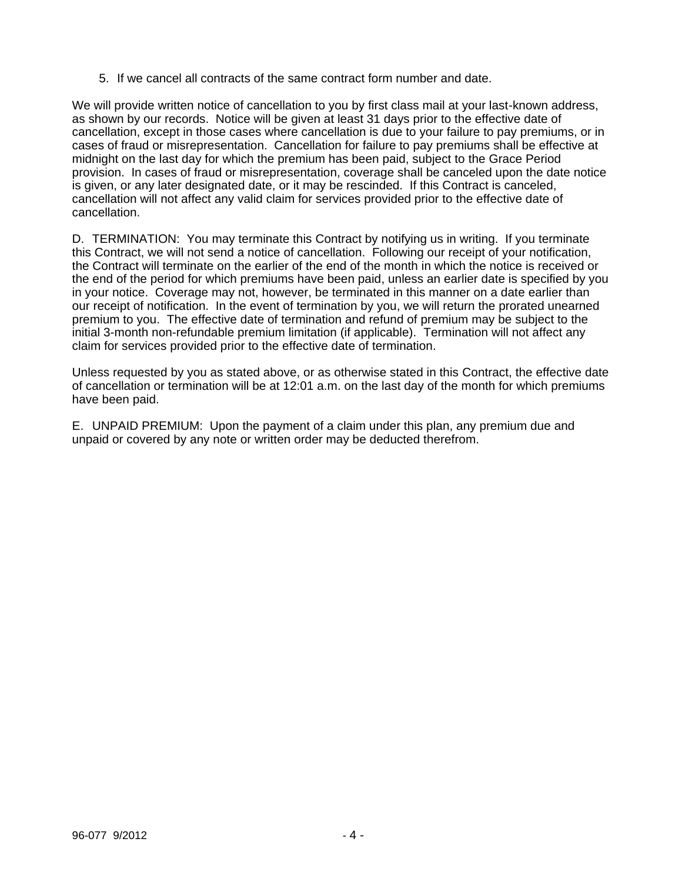5. If we cancel all contracts of the same contract form number and date.

We will provide written notice of cancellation to you by first class mail at your last-known address, as shown by our records. Notice will be given at least 31 days prior to the effective date of cancellation, except in those cases where cancellation is due to your failure to pay premiums, or in cases of fraud or misrepresentation. Cancellation for failure to pay premiums shall be effective at midnight on the last day for which the premium has been paid, subject to the Grace Period provision. In cases of fraud or misrepresentation, coverage shall be canceled upon the date notice is given, or any later designated date, or it may be rescinded. If this Contract is canceled, cancellation will not affect any valid claim for services provided prior to the effective date of cancellation.

D. TERMINATION: You may terminate this Contract by notifying us in writing. If you terminate this Contract, we will not send a notice of cancellation. Following our receipt of your notification, the Contract will terminate on the earlier of the end of the month in which the notice is received or the end of the period for which premiums have been paid, unless an earlier date is specified by you in your notice. Coverage may not, however, be terminated in this manner on a date earlier than our receipt of notification. In the event of termination by you, we will return the prorated unearned premium to you. The effective date of termination and refund of premium may be subject to the initial 3-month non-refundable premium limitation (if applicable). Termination will not affect any claim for services provided prior to the effective date of termination.

Unless requested by you as stated above, or as otherwise stated in this Contract, the effective date of cancellation or termination will be at 12:01 a.m. on the last day of the month for which premiums have been paid.

E. UNPAID PREMIUM: Upon the payment of a claim under this plan, any premium due and unpaid or covered by any note or written order may be deducted therefrom.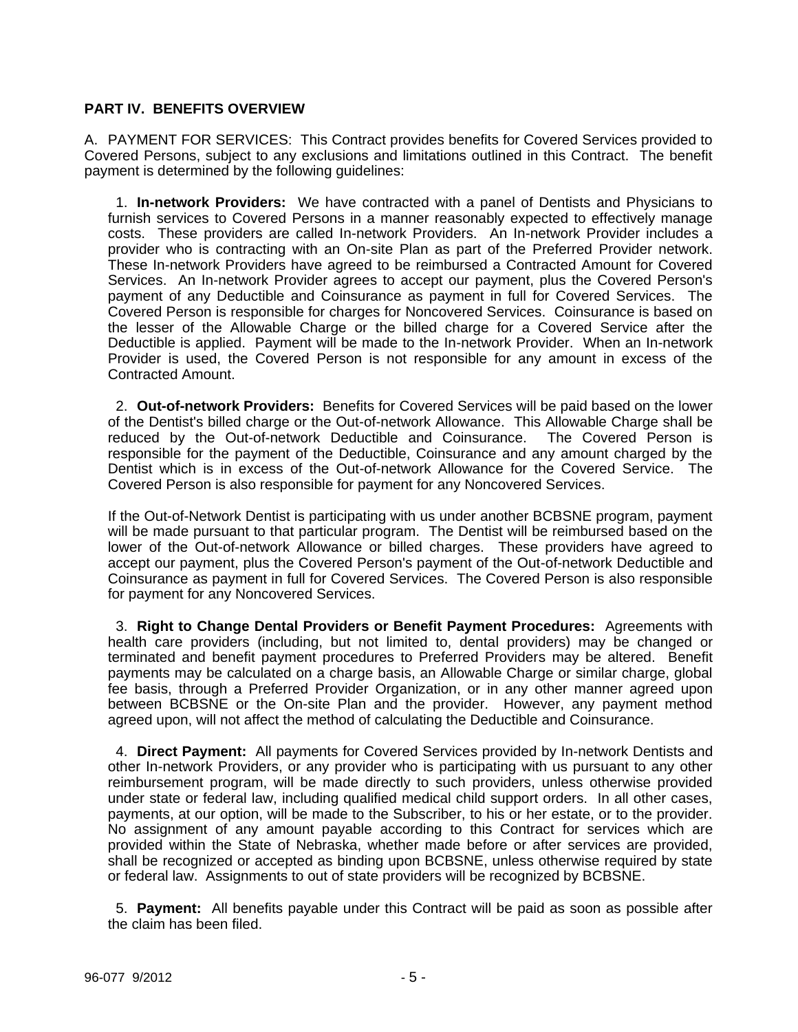## PART IV. BENEFITS OVERVIEW

A. PAYMENT FOR SERVICES: This Contract provides benefits for Covered Services provided to Covered Persons, subject to any exclusions and limitations outlined in this Contract. The benefit payment is determined by the following guidelines:

1. **In-network Providers:** We have contracted with a panel of Dentists and Physicians to furnish services to Covered Persons in a manner reasonably expected to effectively manage costs. These providers are called In-network Providers. An In-network Provider includes a provider who is contracting with an On-site Plan as part of the Preferred Provider network. These In-network Providers have agreed to be reimbursed a Contracted Amount for Covered Services. An In-network Provider agrees to accept our payment, plus the Covered Person's payment of any Deductible and Coinsurance as payment in full for Covered Services. The Covered Person is responsible for charges for Noncovered Services. Coinsurance is based on the lesser of the Allowable Charge or the billed charge for a Covered Service after the Deductible is applied. Payment will be made to the In-network Provider. When an In-network Provider is used, the Covered Person is not responsible for any amount in excess of the Contracted Amount.

2. **Out-of-network Providers:** Benefits for Covered Services will be paid based on the lower of the Dentist's billed charge or the Out-of-network Allowance. This Allowable Charge shall be reduced by the Out-of-network Deductible and Coinsurance. The Covered Person is responsible for the payment of the Deductible, Coinsurance and any amount charged by the Dentist which is in excess of the Out-of-network Allowance for the Covered Service. The Covered Person is also responsible for payment for any Noncovered Services.

   If the Out-of-Network Dentist is participating with us under another BCBSNE program, payment will be made pursuant to that particular program. The Dentist will be reimbursed based on the lower of the Out-of-network Allowance or billed charges. These providers have agreed to accept our payment, plus the Covered Person's payment of the Out-of-network Deductible and Coinsurance as payment in full for Covered Services. The Covered Person is also responsible for payment for any Noncovered Services.

3. **Right to Change Dental Providers or Benefit Payment Procedures:** Agreements with health care providers (including, but not limited to, dental providers) may be changed or terminated and benefit payment procedures to Preferred Providers may be altered. Benefit payments may be calculated on a charge basis, an Allowable Charge or similar charge, global fee basis, through a Preferred Provider Organization, or in any other manner agreed upon between BCBSNE or the On-site Plan and the provider. However, any payment method agreed upon, will not affect the method of calculating the Deductible and Coinsurance.

4. **Direct Payment:** All payments for Covered Services provided by In-network Dentists and other In-network Providers, or any provider who is participating with us pursuant to any other reimbursement program, will be made directly to such providers, unless otherwise provided under state or federal law, including qualified medical child support orders. In all other cases, payments, at our option, will be made to the Subscriber, to his or her estate, or to the provider. No assignment of any amount payable according to this Contract for services which are provided within the State of Nebraska, whether made before or after services are provided, shall be recognized or accepted as binding upon BCBSNE, unless otherwise required by state or federal law. Assignments to out of state providers will be recognized by BCBSNE.

5. **Payment:** All benefits payable under this Contract will be paid as soon as possible after the claim has been filed.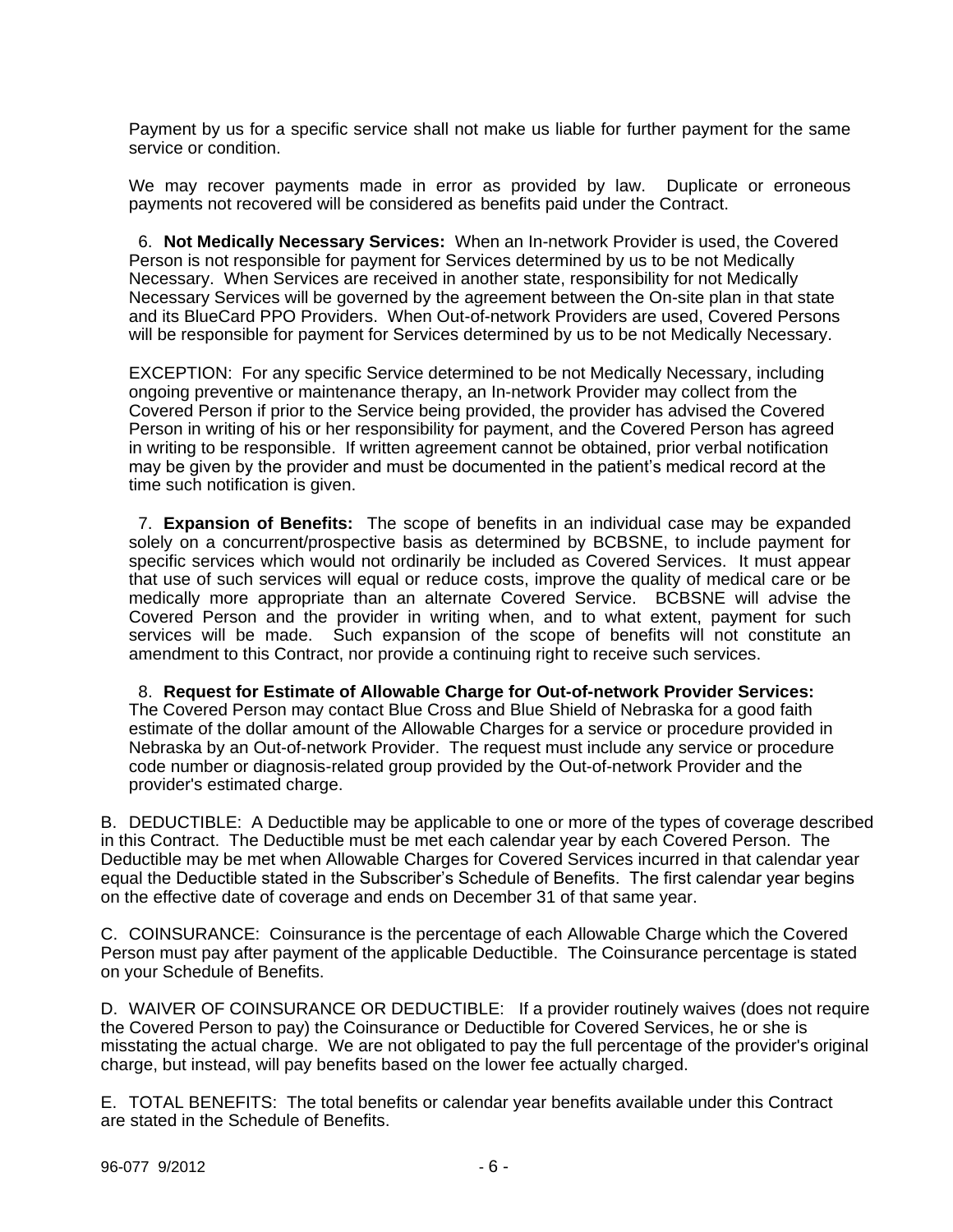Payment by us for a specific service shall not make us liable for further payment for the same service or condition.

We may recover payments made in error as provided by law. Duplicate or erroneous payments not recovered will be considered as benefits paid under the Contract.

6. **Not Medically Necessary Services:** When an In-network Provider is used, the Covered Person is not responsible for payment for Services determined by us to be not Medically Necessary. When Services are received in another state, responsibility for not Medically Necessary Services will be governed by the agreement between the On-site plan in that state and its BlueCard PPO Providers. When Out-of-network Providers are used, Covered Persons will be responsible for payment for Services determined by us to be not Medically Necessary.

EXCEPTION: For any specific Service determined to be not Medically Necessary, including ongoing preventive or maintenance therapy, an In-network Provider may collect from the Covered Person if prior to the Service being provided, the provider has advised the Covered Person in writing of his or her responsibility for payment, and the Covered Person has agreed in writing to be responsible. If written agreement cannot be obtained, prior verbal notification may be given by the provider and must be documented in the patient's medical record at the time such notification is given.

7. **Expansion of Benefits:** The scope of benefits in an individual case may be expanded solely on a concurrent/prospective basis as determined by BCBSNE, to include payment for specific services which would not ordinarily be included as Covered Services. It must appear that use of such services will equal or reduce costs, improve the quality of medical care or be medically more appropriate than an alternate Covered Service. BCBSNE will advise the Covered Person and the provider in writing when, and to what extent, payment for such services will be made. Such expansion of the scope of benefits will not constitute an amendment to this Contract, nor provide a continuing right to receive such services.

8. **Request for Estimate of Allowable Charge for Out-of-network Provider Services:** The Covered Person may contact Blue Cross and Blue Shield of Nebraska for a good faith estimate of the dollar amount of the Allowable Charges for a service or procedure provided in Nebraska by an Out-of-network Provider. The request must include any service or procedure code number or diagnosis-related group provided by the Out-of-network Provider and the provider's estimated charge.

B. DEDUCTIBLE: A Deductible may be applicable to one or more of the types of coverage described in this Contract. The Deductible must be met each calendar year by each Covered Person. The Deductible may be met when Allowable Charges for Covered Services incurred in that calendar year equal the Deductible stated in the Subscriber's Schedule of Benefits. The first calendar year begins on the effective date of coverage and ends on December 31 of that same year.

C. COINSURANCE: Coinsurance is the percentage of each Allowable Charge which the Covered Person must pay after payment of the applicable Deductible. The Coinsurance percentage is stated on your Schedule of Benefits.

D. WAIVER OF COINSURANCE OR DEDUCTIBLE: If a provider routinely waives (does not require the Covered Person to pay) the Coinsurance or Deductible for Covered Services, he or she is misstating the actual charge. We are not obligated to pay the full percentage of the provider's original charge, but instead, will pay benefits based on the lower fee actually charged.

E. TOTAL BENEFITS: The total benefits or calendar year benefits available under this Contract are stated in the Schedule of Benefits.

96-077 9/2012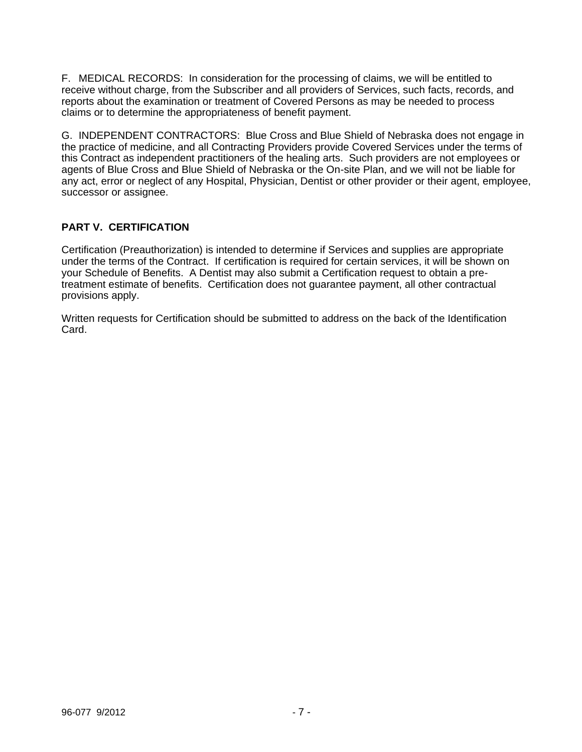F. MEDICAL RECORDS: In consideration for the processing of claims, we will be entitled to receive without charge, from the Subscriber and all providers of Services, such facts, records, and reports about the examination or treatment of Covered Persons as may be needed to process claims or to determine the appropriateness of benefit payment.

G. INDEPENDENT CONTRACTORS: Blue Cross and Blue Shield of Nebraska does not engage in the practice of medicine, and all Contracting Providers provide Covered Services under the terms of this Contract as independent practitioners of the healing arts. Such providers are not employees or agents of Blue Cross and Blue Shield of Nebraska or the On-site Plan, and we will not be liable for any act, error or neglect of any Hospital, Physician, Dentist or other provider or their agent, employee, successor or assignee.

## PART V. CERTIFICATION

Certification (Preauthorization) is intended to determine if Services and supplies are appropriate under the terms of the Contract. If certification is required for certain services, it will be shown on your Schedule of Benefits. A Dentist may also submit a Certification request to obtain a pre-treatment estimate of benefits. Certification does not guarantee payment, all other contractual provisions apply.

Written requests for Certification should be submitted to address on the back of the Identification Card.

96-077 9/2012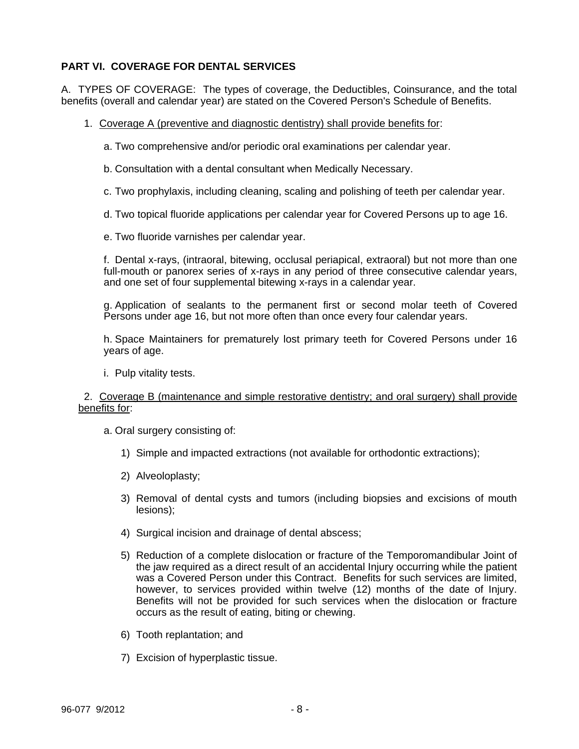## PART VI. COVERAGE FOR DENTAL SERVICES

A. TYPES OF COVERAGE: The types of coverage, the Deductibles, Coinsurance, and the total benefits (overall and calendar year) are stated on the Covered Person's Schedule of Benefits.

1. Coverage A (preventive and diagnostic dentistry) shall provide benefits for:

   a. Two comprehensive and/or periodic oral examinations per calendar year.

   b. Consultation with a dental consultant when Medically Necessary.

   c. Two prophylaxis, including cleaning, scaling and polishing of teeth per calendar year.

   d. Two topical fluoride applications per calendar year for Covered Persons up to age 16.

   e. Two fluoride varnishes per calendar year.

   f. Dental x-rays, (intraoral, bitewing, occlusal periapical, extraoral) but not more than one full-mouth or panorex series of x-rays in any period of three consecutive calendar years, and one set of four supplemental bitewing x-rays in a calendar year.

   g. Application of sealants to the permanent first or second molar teeth of Covered Persons under age 16, but not more often than once every four calendar years.

   h. Space Maintainers for prematurely lost primary teeth for Covered Persons under 16 years of age.

   i. Pulp vitality tests.

2. Coverage B (maintenance and simple restorative dentistry; and oral surgery) shall provide benefits for:

   a. Oral surgery consisting of:

      1) Simple and impacted extractions (not available for orthodontic extractions);

      2) Alveoloplasty;

      3) Removal of dental cysts and tumors (including biopsies and excisions of mouth lesions);

      4) Surgical incision and drainage of dental abscess;

      5) Reduction of a complete dislocation or fracture of the Temporomandibular Joint of the jaw required as a direct result of an accidental Injury occurring while the patient was a Covered Person under this Contract. Benefits for such services are limited, however, to services provided within twelve (12) months of the date of Injury. Benefits will not be provided for such services when the dislocation or fracture occurs as the result of eating, biting or chewing.

      6) Tooth replantation; and

      7) Excision of hyperplastic tissue.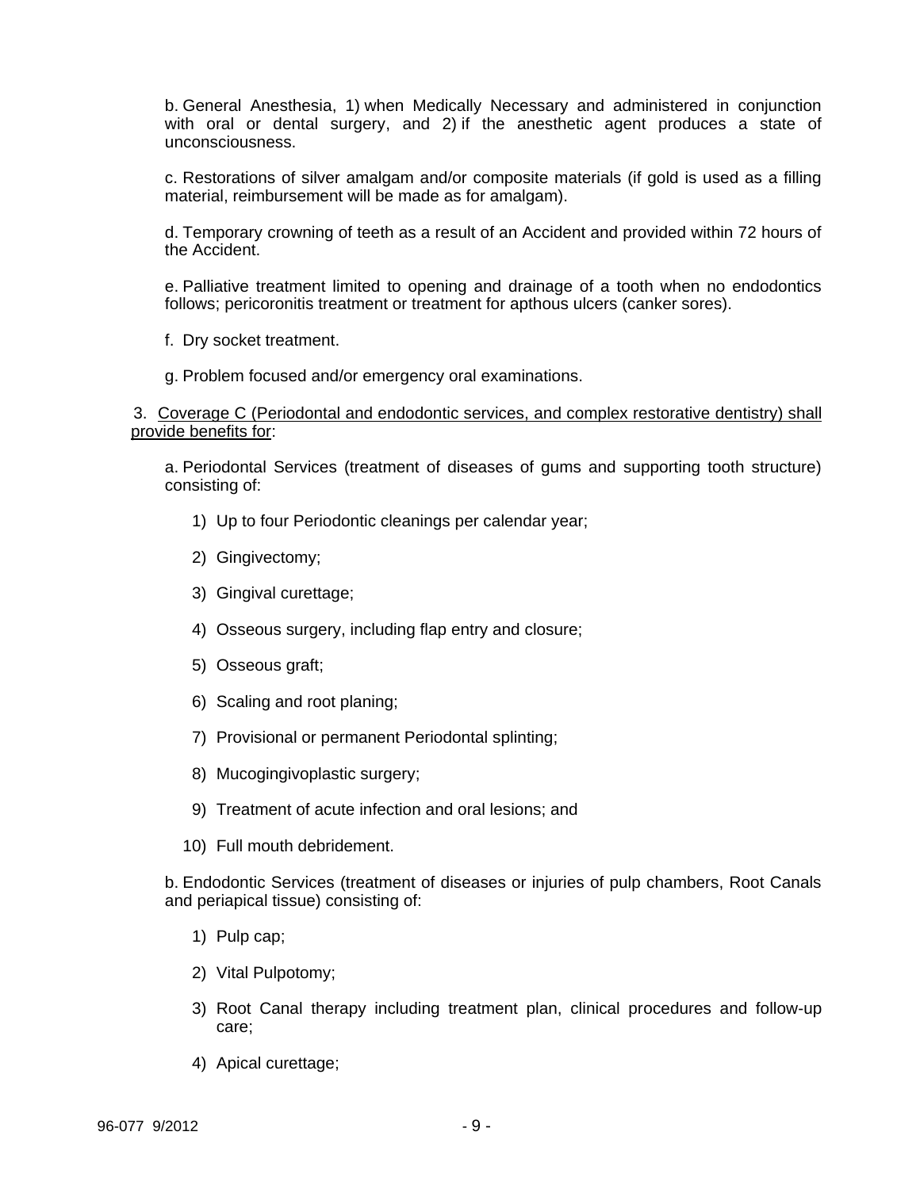b. General Anesthesia, 1) when Medically Necessary and administered in conjunction with oral or dental surgery, and 2) if the anesthetic agent produces a state of unconsciousness.

c. Restorations of silver amalgam and/or composite materials (if gold is used as a filling material, reimbursement will be made as for amalgam).

d. Temporary crowning of teeth as a result of an Accident and provided within 72 hours of the Accident.

e. Palliative treatment limited to opening and drainage of a tooth when no endodontics follows; pericoronitis treatment or treatment for apthous ulcers (canker sores).

f. Dry socket treatment.

g. Problem focused and/or emergency oral examinations.

3. <u>Coverage C (Periodontal and endodontic services, and complex restorative dentistry) shall provide benefits for</u>:

a. Periodontal Services (treatment of diseases of gums and supporting tooth structure) consisting of:

1) Up to four Periodontic cleanings per calendar year;

2) Gingivectomy;

3) Gingival curettage;

4) Osseous surgery, including flap entry and closure;

5) Osseous graft;

6) Scaling and root planing;

7) Provisional or permanent Periodontal splinting;

8) Mucogingivoplastic surgery;

9) Treatment of acute infection and oral lesions; and

10) Full mouth debridement.

b. Endodontic Services (treatment of diseases or injuries of pulp chambers, Root Canals and periapical tissue) consisting of:

1) Pulp cap;

2) Vital Pulpotomy;

3) Root Canal therapy including treatment plan, clinical procedures and follow-up care;

4) Apical curettage;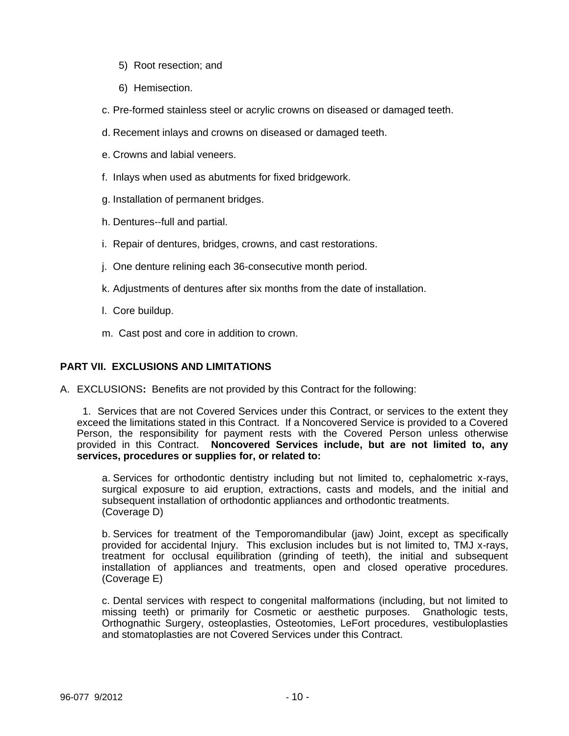5) Root resection; and

6) Hemisection.

c. Pre-formed stainless steel or acrylic crowns on diseased or damaged teeth.

d. Recement inlays and crowns on diseased or damaged teeth.

e. Crowns and labial veneers.

f. Inlays when used as abutments for fixed bridgework.

g. Installation of permanent bridges.

h. Dentures--full and partial.

i. Repair of dentures, bridges, crowns, and cast restorations.

j. One denture relining each 36-consecutive month period.

k. Adjustments of dentures after six months from the date of installation.

l. Core buildup.

m. Cast post and core in addition to crown.

## PART VII. EXCLUSIONS AND LIMITATIONS

A. EXCLUSIONS**:** Benefits are not provided by this Contract for the following:

1. Services that are not Covered Services under this Contract, or services to the extent they exceed the limitations stated in this Contract. If a Noncovered Service is provided to a Covered Person, the responsibility for payment rests with the Covered Person unless otherwise provided in this Contract. **Noncovered Services include, but are not limited to, any services, procedures or supplies for, or related to:**

a. Services for orthodontic dentistry including but not limited to, cephalometric x-rays, surgical exposure to aid eruption, extractions, casts and models, and the initial and subsequent installation of orthodontic appliances and orthodontic treatments. (Coverage D)

b. Services for treatment of the Temporomandibular (jaw) Joint, except as specifically provided for accidental Injury. This exclusion includes but is not limited to, TMJ x-rays, treatment for occlusal equilibration (grinding of teeth), the initial and subsequent installation of appliances and treatments, open and closed operative procedures. (Coverage E)

c. Dental services with respect to congenital malformations (including, but not limited to missing teeth) or primarily for Cosmetic or aesthetic purposes. Gnathologic tests, Orthognathic Surgery, osteoplasties, Osteotomies, LeFort procedures, vestibuloplasties and stomatoplasties are not Covered Services under this Contract.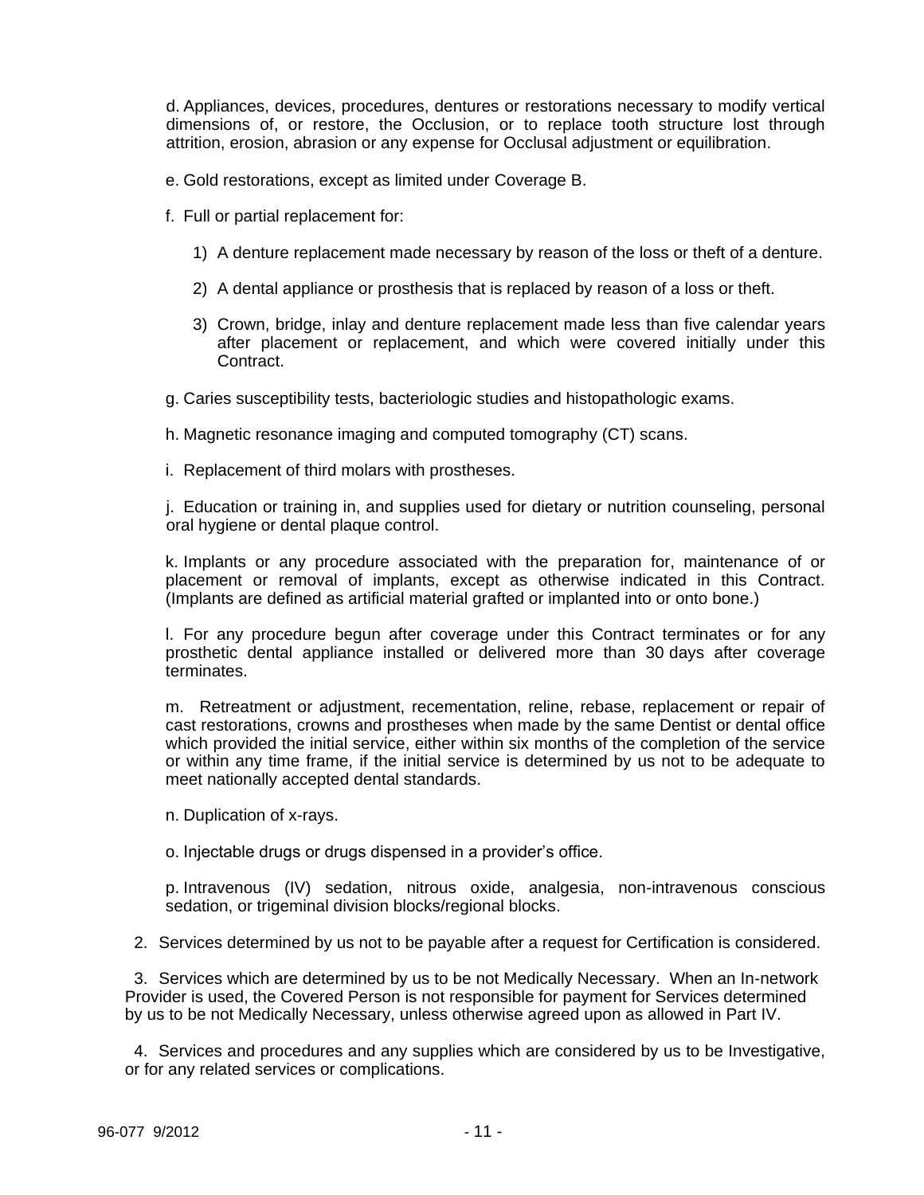d. Appliances, devices, procedures, dentures or restorations necessary to modify vertical dimensions of, or restore, the Occlusion, or to replace tooth structure lost through attrition, erosion, abrasion or any expense for Occlusal adjustment or equilibration.

e. Gold restorations, except as limited under Coverage B.

f. Full or partial replacement for:

1) A denture replacement made necessary by reason of the loss or theft of a denture.

2) A dental appliance or prosthesis that is replaced by reason of a loss or theft.

3) Crown, bridge, inlay and denture replacement made less than five calendar years after placement or replacement, and which were covered initially under this Contract.

g. Caries susceptibility tests, bacteriologic studies and histopathologic exams.

h. Magnetic resonance imaging and computed tomography (CT) scans.

i. Replacement of third molars with prostheses.

j. Education or training in, and supplies used for dietary or nutrition counseling, personal oral hygiene or dental plaque control.

k. Implants or any procedure associated with the preparation for, maintenance of or placement or removal of implants, except as otherwise indicated in this Contract. (Implants are defined as artificial material grafted or implanted into or onto bone.)

l. For any procedure begun after coverage under this Contract terminates or for any prosthetic dental appliance installed or delivered more than 30 days after coverage terminates.

m. Retreatment or adjustment, recementation, reline, rebase, replacement or repair of cast restorations, crowns and prostheses when made by the same Dentist or dental office which provided the initial service, either within six months of the completion of the service or within any time frame, if the initial service is determined by us not to be adequate to meet nationally accepted dental standards.

n. Duplication of x-rays.

o. Injectable drugs or drugs dispensed in a provider's office.

p. Intravenous (IV) sedation, nitrous oxide, analgesia, non-intravenous conscious sedation, or trigeminal division blocks/regional blocks.

2. Services determined by us not to be payable after a request for Certification is considered.

3. Services which are determined by us to be not Medically Necessary. When an In-network Provider is used, the Covered Person is not responsible for payment for Services determined by us to be not Medically Necessary, unless otherwise agreed upon as allowed in Part IV.

4. Services and procedures and any supplies which are considered by us to be Investigative, or for any related services or complications.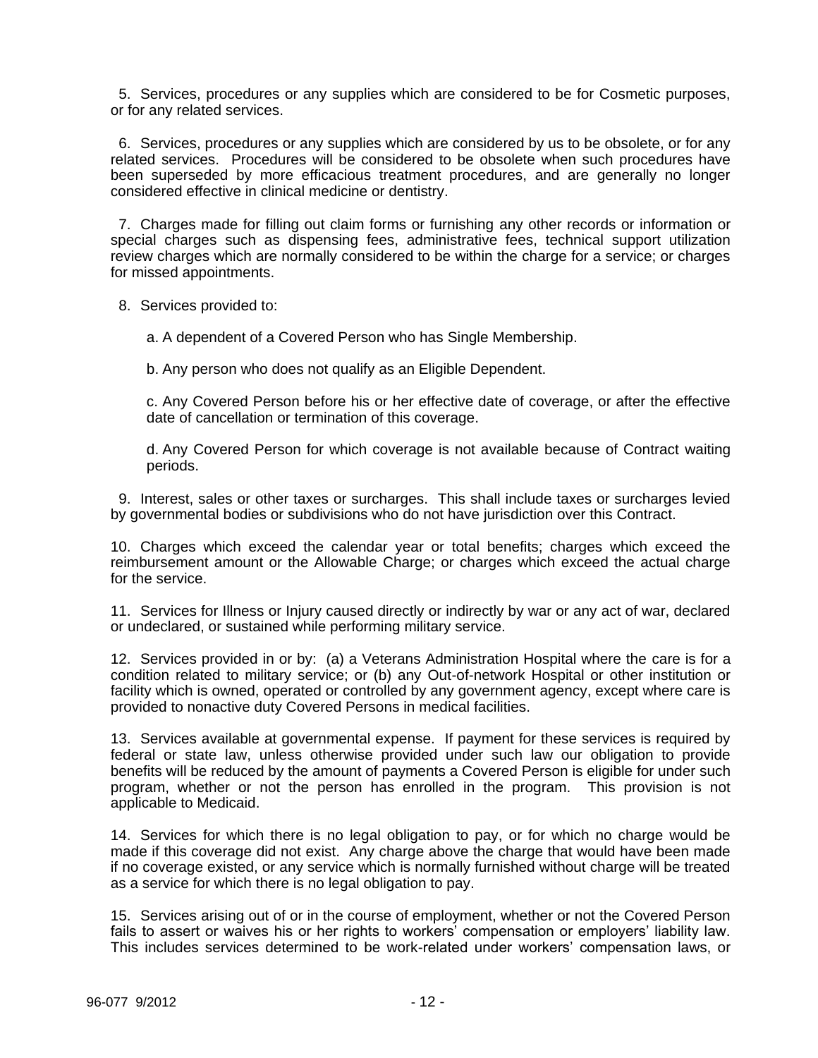5. Services, procedures or any supplies which are considered to be for Cosmetic purposes, or for any related services.

6. Services, procedures or any supplies which are considered by us to be obsolete, or for any related services. Procedures will be considered to be obsolete when such procedures have been superseded by more efficacious treatment procedures, and are generally no longer considered effective in clinical medicine or dentistry.

7. Charges made for filling out claim forms or furnishing any other records or information or special charges such as dispensing fees, administrative fees, technical support utilization review charges which are normally considered to be within the charge for a service; or charges for missed appointments.

8. Services provided to:

   a. A dependent of a Covered Person who has Single Membership.

   b. Any person who does not qualify as an Eligible Dependent.

   c. Any Covered Person before his or her effective date of coverage, or after the effective date of cancellation or termination of this coverage.

   d. Any Covered Person for which coverage is not available because of Contract waiting periods.

9. Interest, sales or other taxes or surcharges. This shall include taxes or surcharges levied by governmental bodies or subdivisions who do not have jurisdiction over this Contract.

10. Charges which exceed the calendar year or total benefits; charges which exceed the reimbursement amount or the Allowable Charge; or charges which exceed the actual charge for the service.

11. Services for Illness or Injury caused directly or indirectly by war or any act of war, declared or undeclared, or sustained while performing military service.

12. Services provided in or by: (a) a Veterans Administration Hospital where the care is for a condition related to military service; or (b) any Out-of-network Hospital or other institution or facility which is owned, operated or controlled by any government agency, except where care is provided to nonactive duty Covered Persons in medical facilities.

13. Services available at governmental expense. If payment for these services is required by federal or state law, unless otherwise provided under such law our obligation to provide benefits will be reduced by the amount of payments a Covered Person is eligible for under such program, whether or not the person has enrolled in the program. This provision is not applicable to Medicaid.

14. Services for which there is no legal obligation to pay, or for which no charge would be made if this coverage did not exist. Any charge above the charge that would have been made if no coverage existed, or any service which is normally furnished without charge will be treated as a service for which there is no legal obligation to pay.

15. Services arising out of or in the course of employment, whether or not the Covered Person fails to assert or waives his or her rights to workers' compensation or employers' liability law. This includes services determined to be work-related under workers' compensation laws, or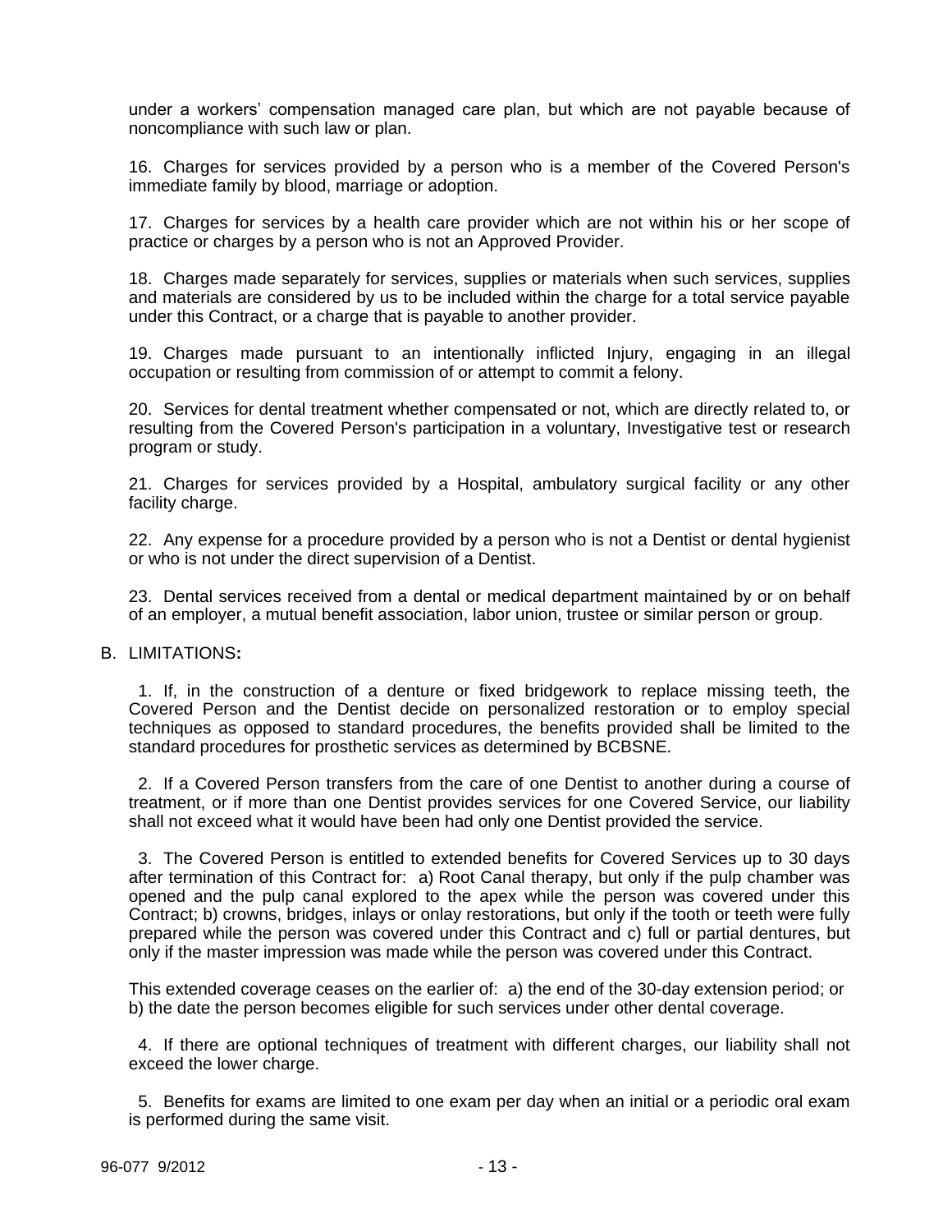under a workers' compensation managed care plan, but which are not payable because of noncompliance with such law or plan.

16. Charges for services provided by a person who is a member of the Covered Person's immediate family by blood, marriage or adoption.

17. Charges for services by a health care provider which are not within his or her scope of practice or charges by a person who is not an Approved Provider.

18. Charges made separately for services, supplies or materials when such services, supplies and materials are considered by us to be included within the charge for a total service payable under this Contract, or a charge that is payable to another provider.

19. Charges made pursuant to an intentionally inflicted Injury, engaging in an illegal occupation or resulting from commission of or attempt to commit a felony.

20. Services for dental treatment whether compensated or not, which are directly related to, or resulting from the Covered Person's participation in a voluntary, Investigative test or research program or study.

21. Charges for services provided by a Hospital, ambulatory surgical facility or any other facility charge.

22. Any expense for a procedure provided by a person who is not a Dentist or dental hygienist or who is not under the direct supervision of a Dentist.

23. Dental services received from a dental or medical department maintained by or on behalf of an employer, a mutual benefit association, labor union, trustee or similar person or group.

B. LIMITATIONS**:**

1. If, in the construction of a denture or fixed bridgework to replace missing teeth, the Covered Person and the Dentist decide on personalized restoration or to employ special techniques as opposed to standard procedures, the benefits provided shall be limited to the standard procedures for prosthetic services as determined by BCBSNE.

2. If a Covered Person transfers from the care of one Dentist to another during a course of treatment, or if more than one Dentist provides services for one Covered Service, our liability shall not exceed what it would have been had only one Dentist provided the service.

3. The Covered Person is entitled to extended benefits for Covered Services up to 30 days after termination of this Contract for: a) Root Canal therapy, but only if the pulp chamber was opened and the pulp canal explored to the apex while the person was covered under this Contract; b) crowns, bridges, inlays or onlay restorations, but only if the tooth or teeth were fully prepared while the person was covered under this Contract and c) full or partial dentures, but only if the master impression was made while the person was covered under this Contract.

This extended coverage ceases on the earlier of: a) the end of the 30-day extension period; or b) the date the person becomes eligible for such services under other dental coverage.

4. If there are optional techniques of treatment with different charges, our liability shall not exceed the lower charge.

5. Benefits for exams are limited to one exam per day when an initial or a periodic oral exam is performed during the same visit.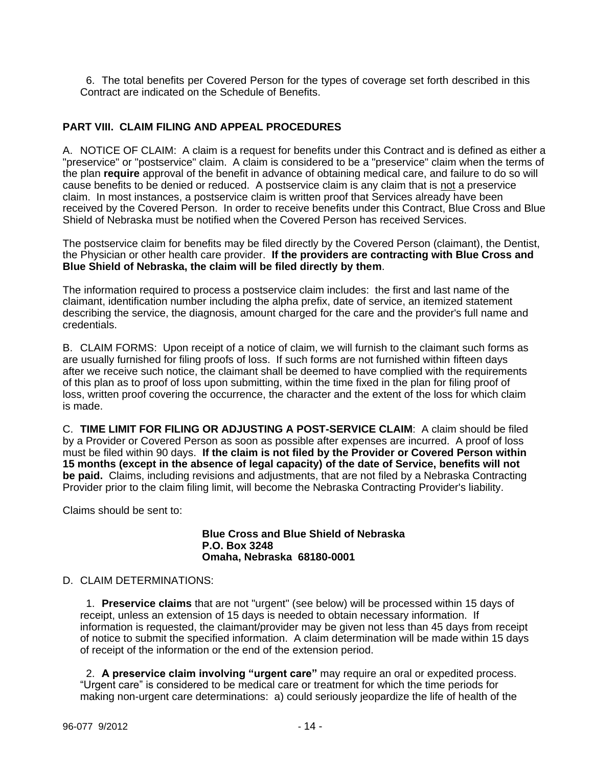6. The total benefits per Covered Person for the types of coverage set forth described in this Contract are indicated on the Schedule of Benefits.

## PART VIII. CLAIM FILING AND APPEAL PROCEDURES

A. NOTICE OF CLAIM: A claim is a request for benefits under this Contract and is defined as either a "preservice" or "postservice" claim. A claim is considered to be a "preservice" claim when the terms of the plan **require** approval of the benefit in advance of obtaining medical care, and failure to do so will cause benefits to be denied or reduced. A postservice claim is any claim that is not a preservice claim. In most instances, a postservice claim is written proof that Services already have been received by the Covered Person. In order to receive benefits under this Contract, Blue Cross and Blue Shield of Nebraska must be notified when the Covered Person has received Services.

The postservice claim for benefits may be filed directly by the Covered Person (claimant), the Dentist, the Physician or other health care provider. **If the providers are contracting with Blue Cross and Blue Shield of Nebraska, the claim will be filed directly by them**.

The information required to process a postservice claim includes: the first and last name of the claimant, identification number including the alpha prefix, date of service, an itemized statement describing the service, the diagnosis, amount charged for the care and the provider's full name and credentials.

B. CLAIM FORMS: Upon receipt of a notice of claim, we will furnish to the claimant such forms as are usually furnished for filing proofs of loss. If such forms are not furnished within fifteen days after we receive such notice, the claimant shall be deemed to have complied with the requirements of this plan as to proof of loss upon submitting, within the time fixed in the plan for filing proof of loss, written proof covering the occurrence, the character and the extent of the loss for which claim is made.

C. **TIME LIMIT FOR FILING OR ADJUSTING A POST-SERVICE CLAIM**: A claim should be filed by a Provider or Covered Person as soon as possible after expenses are incurred. A proof of loss must be filed within 90 days. **If the claim is not filed by the Provider or Covered Person within 15 months (except in the absence of legal capacity) of the date of Service, benefits will not be paid.** Claims, including revisions and adjustments, that are not filed by a Nebraska Contracting Provider prior to the claim filing limit, will become the Nebraska Contracting Provider's liability.

Claims should be sent to:

**Blue Cross and Blue Shield of Nebraska**
**P.O. Box 3248**
**Omaha, Nebraska 68180-0001**

D. CLAIM DETERMINATIONS:

1. **Preservice claims** that are not "urgent" (see below) will be processed within 15 days of receipt, unless an extension of 15 days is needed to obtain necessary information. If information is requested, the claimant/provider may be given not less than 45 days from receipt of notice to submit the specified information. A claim determination will be made within 15 days of receipt of the information or the end of the extension period.

2. **A preservice claim involving "urgent care"** may require an oral or expedited process. "Urgent care" is considered to be medical care or treatment for which the time periods for making non-urgent care determinations: a) could seriously jeopardize the life of health of the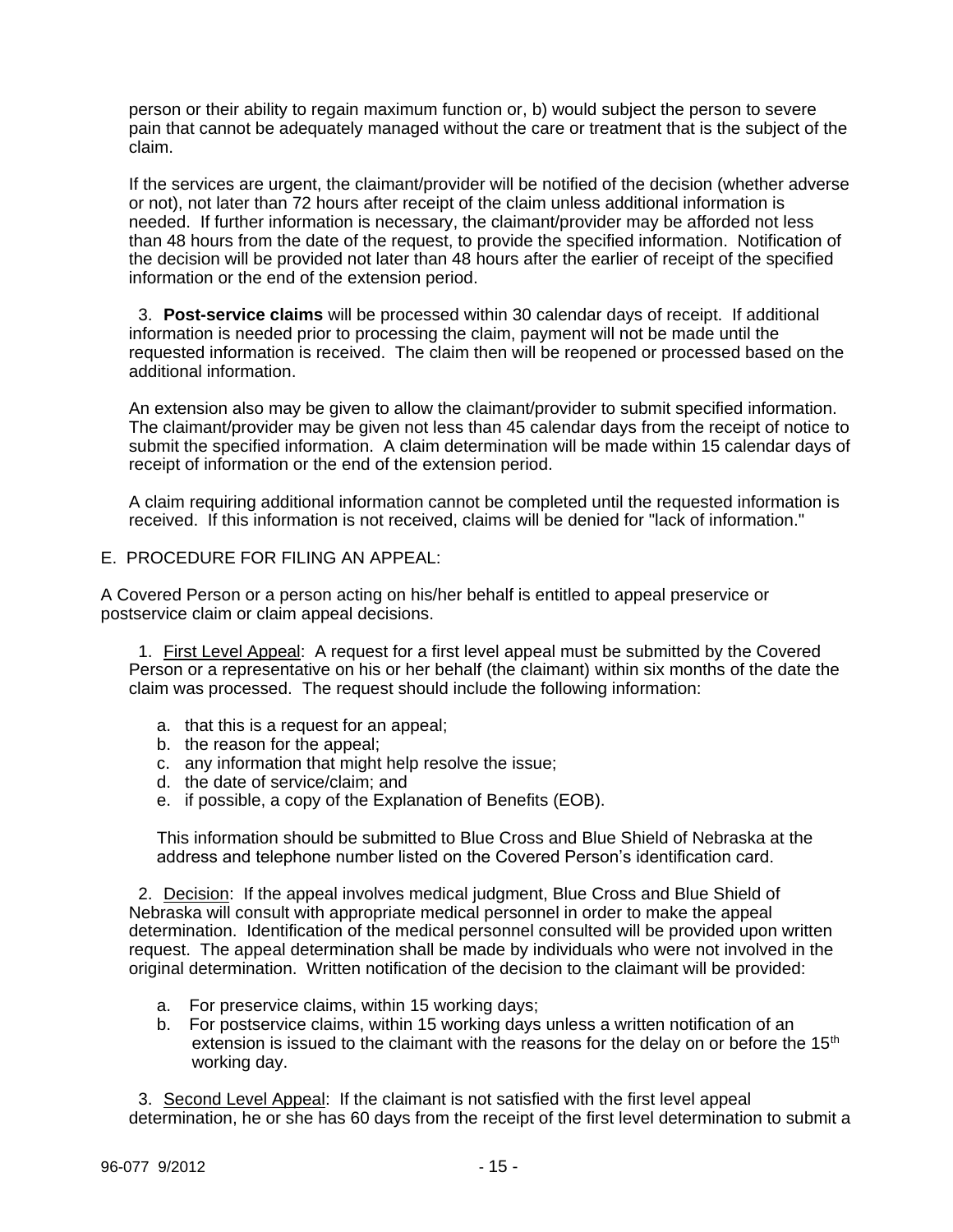person or their ability to regain maximum function or, b) would subject the person to severe pain that cannot be adequately managed without the care or treatment that is the subject of the claim.

If the services are urgent, the claimant/provider will be notified of the decision (whether adverse or not), not later than 72 hours after receipt of the claim unless additional information is needed. If further information is necessary, the claimant/provider may be afforded not less than 48 hours from the date of the request, to provide the specified information. Notification of the decision will be provided not later than 48 hours after the earlier of receipt of the specified information or the end of the extension period.

3. **Post-service claims** will be processed within 30 calendar days of receipt. If additional information is needed prior to processing the claim, payment will not be made until the requested information is received. The claim then will be reopened or processed based on the additional information.

An extension also may be given to allow the claimant/provider to submit specified information. The claimant/provider may be given not less than 45 calendar days from the receipt of notice to submit the specified information. A claim determination will be made within 15 calendar days of receipt of information or the end of the extension period.

A claim requiring additional information cannot be completed until the requested information is received. If this information is not received, claims will be denied for "lack of information."

E. PROCEDURE FOR FILING AN APPEAL:

A Covered Person or a person acting on his/her behalf is entitled to appeal preservice or postservice claim or claim appeal decisions.

1. First Level Appeal: A request for a first level appeal must be submitted by the Covered Person or a representative on his or her behalf (the claimant) within six months of the date the claim was processed. The request should include the following information:

   a. that this is a request for an appeal;
   b. the reason for the appeal;
   c. any information that might help resolve the issue;
   d. the date of service/claim; and
   e. if possible, a copy of the Explanation of Benefits (EOB).

   This information should be submitted to Blue Cross and Blue Shield of Nebraska at the address and telephone number listed on the Covered Person's identification card.

2. Decision: If the appeal involves medical judgment, Blue Cross and Blue Shield of Nebraska will consult with appropriate medical personnel in order to make the appeal determination. Identification of the medical personnel consulted will be provided upon written request. The appeal determination shall be made by individuals who were not involved in the original determination. Written notification of the decision to the claimant will be provided:

   a. For preservice claims, within 15 working days;
   b. For postservice claims, within 15 working days unless a written notification of an extension is issued to the claimant with the reasons for the delay on or before the 15th working day.

3. Second Level Appeal: If the claimant is not satisfied with the first level appeal determination, he or she has 60 days from the receipt of the first level determination to submit a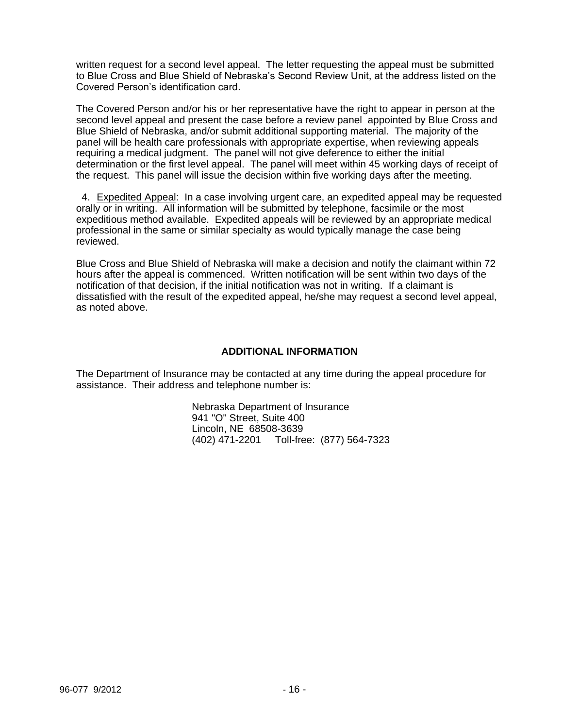written request for a second level appeal. The letter requesting the appeal must be submitted to Blue Cross and Blue Shield of Nebraska's Second Review Unit, at the address listed on the Covered Person's identification card.

The Covered Person and/or his or her representative have the right to appear in person at the second level appeal and present the case before a review panel appointed by Blue Cross and Blue Shield of Nebraska, and/or submit additional supporting material. The majority of the panel will be health care professionals with appropriate expertise, when reviewing appeals requiring a medical judgment. The panel will not give deference to either the initial determination or the first level appeal. The panel will meet within 45 working days of receipt of the request. This panel will issue the decision within five working days after the meeting.

4. <u>Expedited Appeal</u>: In a case involving urgent care, an expedited appeal may be requested orally or in writing. All information will be submitted by telephone, facsimile or the most expeditious method available. Expedited appeals will be reviewed by an appropriate medical professional in the same or similar specialty as would typically manage the case being reviewed.

Blue Cross and Blue Shield of Nebraska will make a decision and notify the claimant within 72 hours after the appeal is commenced. Written notification will be sent within two days of the notification of that decision, if the initial notification was not in writing. If a claimant is dissatisfied with the result of the expedited appeal, he/she may request a second level appeal, as noted above.

## ADDITIONAL INFORMATION

The Department of Insurance may be contacted at any time during the appeal procedure for assistance. Their address and telephone number is:

Nebraska Department of Insurance
941 "O" Street, Suite 400
Lincoln, NE 68508-3639
(402) 471-2201 Toll-free: (877) 564-7323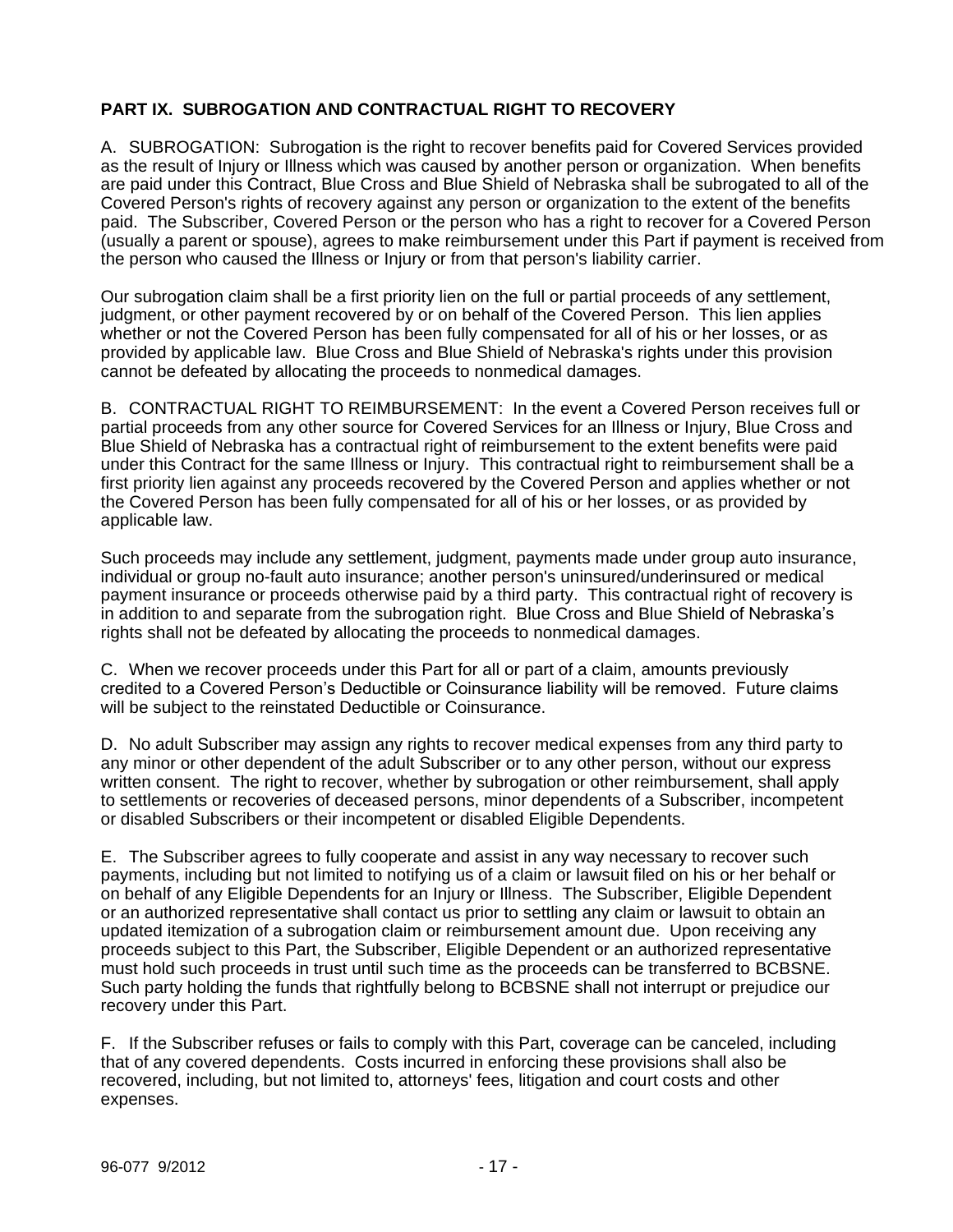## PART IX. SUBROGATION AND CONTRACTUAL RIGHT TO RECOVERY

A. SUBROGATION: Subrogation is the right to recover benefits paid for Covered Services provided as the result of Injury or Illness which was caused by another person or organization. When benefits are paid under this Contract, Blue Cross and Blue Shield of Nebraska shall be subrogated to all of the Covered Person's rights of recovery against any person or organization to the extent of the benefits paid. The Subscriber, Covered Person or the person who has a right to recover for a Covered Person (usually a parent or spouse), agrees to make reimbursement under this Part if payment is received from the person who caused the Illness or Injury or from that person's liability carrier.

Our subrogation claim shall be a first priority lien on the full or partial proceeds of any settlement, judgment, or other payment recovered by or on behalf of the Covered Person. This lien applies whether or not the Covered Person has been fully compensated for all of his or her losses, or as provided by applicable law. Blue Cross and Blue Shield of Nebraska's rights under this provision cannot be defeated by allocating the proceeds to nonmedical damages.

B. CONTRACTUAL RIGHT TO REIMBURSEMENT: In the event a Covered Person receives full or partial proceeds from any other source for Covered Services for an Illness or Injury, Blue Cross and Blue Shield of Nebraska has a contractual right of reimbursement to the extent benefits were paid under this Contract for the same Illness or Injury. This contractual right to reimbursement shall be a first priority lien against any proceeds recovered by the Covered Person and applies whether or not the Covered Person has been fully compensated for all of his or her losses, or as provided by applicable law.

Such proceeds may include any settlement, judgment, payments made under group auto insurance, individual or group no-fault auto insurance; another person's uninsured/underinsured or medical payment insurance or proceeds otherwise paid by a third party. This contractual right of recovery is in addition to and separate from the subrogation right. Blue Cross and Blue Shield of Nebraska's rights shall not be defeated by allocating the proceeds to nonmedical damages.

C. When we recover proceeds under this Part for all or part of a claim, amounts previously credited to a Covered Person's Deductible or Coinsurance liability will be removed. Future claims will be subject to the reinstated Deductible or Coinsurance.

D. No adult Subscriber may assign any rights to recover medical expenses from any third party to any minor or other dependent of the adult Subscriber or to any other person, without our express written consent. The right to recover, whether by subrogation or other reimbursement, shall apply to settlements or recoveries of deceased persons, minor dependents of a Subscriber, incompetent or disabled Subscribers or their incompetent or disabled Eligible Dependents.

E. The Subscriber agrees to fully cooperate and assist in any way necessary to recover such payments, including but not limited to notifying us of a claim or lawsuit filed on his or her behalf or on behalf of any Eligible Dependents for an Injury or Illness. The Subscriber, Eligible Dependent or an authorized representative shall contact us prior to settling any claim or lawsuit to obtain an updated itemization of a subrogation claim or reimbursement amount due. Upon receiving any proceeds subject to this Part, the Subscriber, Eligible Dependent or an authorized representative must hold such proceeds in trust until such time as the proceeds can be transferred to BCBSNE. Such party holding the funds that rightfully belong to BCBSNE shall not interrupt or prejudice our recovery under this Part.

F. If the Subscriber refuses or fails to comply with this Part, coverage can be canceled, including that of any covered dependents. Costs incurred in enforcing these provisions shall also be recovered, including, but not limited to, attorneys' fees, litigation and court costs and other expenses.

96-077 9/2012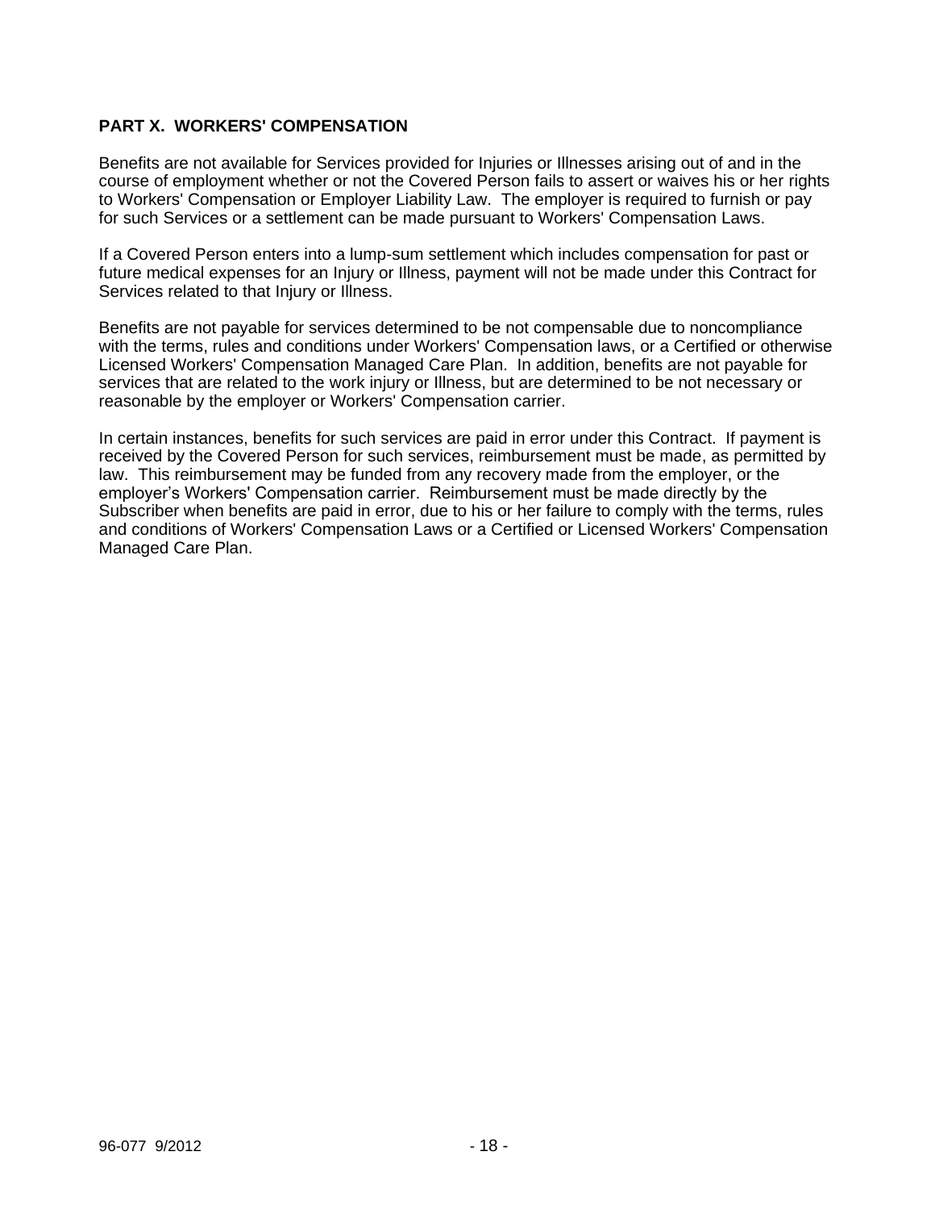## PART X. WORKERS' COMPENSATION

Benefits are not available for Services provided for Injuries or Illnesses arising out of and in the course of employment whether or not the Covered Person fails to assert or waives his or her rights to Workers' Compensation or Employer Liability Law. The employer is required to furnish or pay for such Services or a settlement can be made pursuant to Workers' Compensation Laws.

If a Covered Person enters into a lump-sum settlement which includes compensation for past or future medical expenses for an Injury or Illness, payment will not be made under this Contract for Services related to that Injury or Illness.

Benefits are not payable for services determined to be not compensable due to noncompliance with the terms, rules and conditions under Workers' Compensation laws, or a Certified or otherwise Licensed Workers' Compensation Managed Care Plan. In addition, benefits are not payable for services that are related to the work injury or Illness, but are determined to be not necessary or reasonable by the employer or Workers' Compensation carrier.

In certain instances, benefits for such services are paid in error under this Contract. If payment is received by the Covered Person for such services, reimbursement must be made, as permitted by law. This reimbursement may be funded from any recovery made from the employer, or the employer's Workers' Compensation carrier. Reimbursement must be made directly by the Subscriber when benefits are paid in error, due to his or her failure to comply with the terms, rules and conditions of Workers' Compensation Laws or a Certified or Licensed Workers' Compensation Managed Care Plan.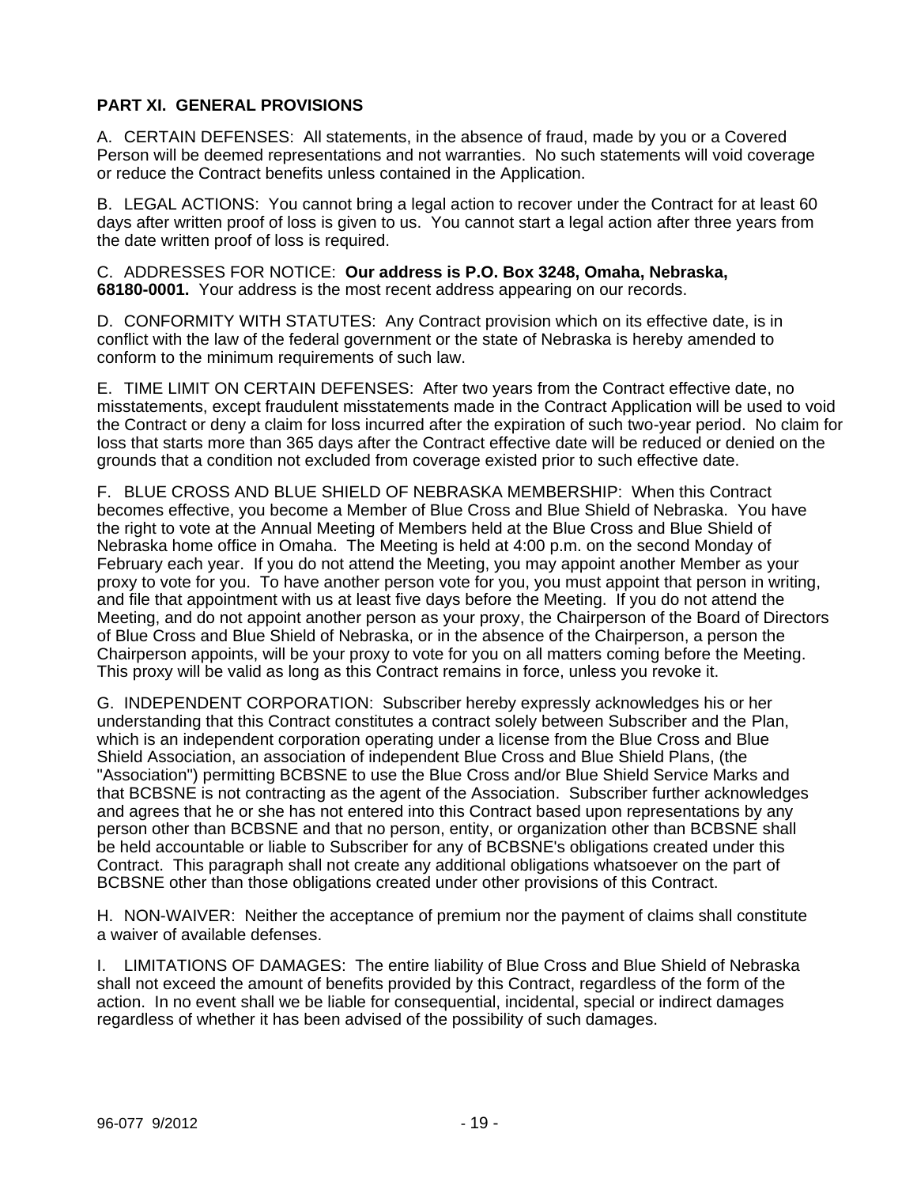## PART XI. GENERAL PROVISIONS

A. CERTAIN DEFENSES: All statements, in the absence of fraud, made by you or a Covered Person will be deemed representations and not warranties. No such statements will void coverage or reduce the Contract benefits unless contained in the Application.

B. LEGAL ACTIONS: You cannot bring a legal action to recover under the Contract for at least 60 days after written proof of loss is given to us. You cannot start a legal action after three years from the date written proof of loss is required.

C. ADDRESSES FOR NOTICE: **Our address is P.O. Box 3248, Omaha, Nebraska, 68180-0001.** Your address is the most recent address appearing on our records.

D. CONFORMITY WITH STATUTES: Any Contract provision which on its effective date, is in conflict with the law of the federal government or the state of Nebraska is hereby amended to conform to the minimum requirements of such law.

E. TIME LIMIT ON CERTAIN DEFENSES: After two years from the Contract effective date, no misstatements, except fraudulent misstatements made in the Contract Application will be used to void the Contract or deny a claim for loss incurred after the expiration of such two-year period. No claim for loss that starts more than 365 days after the Contract effective date will be reduced or denied on the grounds that a condition not excluded from coverage existed prior to such effective date.

F. BLUE CROSS AND BLUE SHIELD OF NEBRASKA MEMBERSHIP: When this Contract becomes effective, you become a Member of Blue Cross and Blue Shield of Nebraska. You have the right to vote at the Annual Meeting of Members held at the Blue Cross and Blue Shield of Nebraska home office in Omaha. The Meeting is held at 4:00 p.m. on the second Monday of February each year. If you do not attend the Meeting, you may appoint another Member as your proxy to vote for you. To have another person vote for you, you must appoint that person in writing, and file that appointment with us at least five days before the Meeting. If you do not attend the Meeting, and do not appoint another person as your proxy, the Chairperson of the Board of Directors of Blue Cross and Blue Shield of Nebraska, or in the absence of the Chairperson, a person the Chairperson appoints, will be your proxy to vote for you on all matters coming before the Meeting. This proxy will be valid as long as this Contract remains in force, unless you revoke it.

G. INDEPENDENT CORPORATION: Subscriber hereby expressly acknowledges his or her understanding that this Contract constitutes a contract solely between Subscriber and the Plan, which is an independent corporation operating under a license from the Blue Cross and Blue Shield Association, an association of independent Blue Cross and Blue Shield Plans, (the "Association") permitting BCBSNE to use the Blue Cross and/or Blue Shield Service Marks and that BCBSNE is not contracting as the agent of the Association. Subscriber further acknowledges and agrees that he or she has not entered into this Contract based upon representations by any person other than BCBSNE and that no person, entity, or organization other than BCBSNE shall be held accountable or liable to Subscriber for any of BCBSNE's obligations created under this Contract. This paragraph shall not create any additional obligations whatsoever on the part of BCBSNE other than those obligations created under other provisions of this Contract.

H. NON-WAIVER: Neither the acceptance of premium nor the payment of claims shall constitute a waiver of available defenses.

I. LIMITATIONS OF DAMAGES: The entire liability of Blue Cross and Blue Shield of Nebraska shall not exceed the amount of benefits provided by this Contract, regardless of the form of the action. In no event shall we be liable for consequential, incidental, special or indirect damages regardless of whether it has been advised of the possibility of such damages.

96-077 9/2012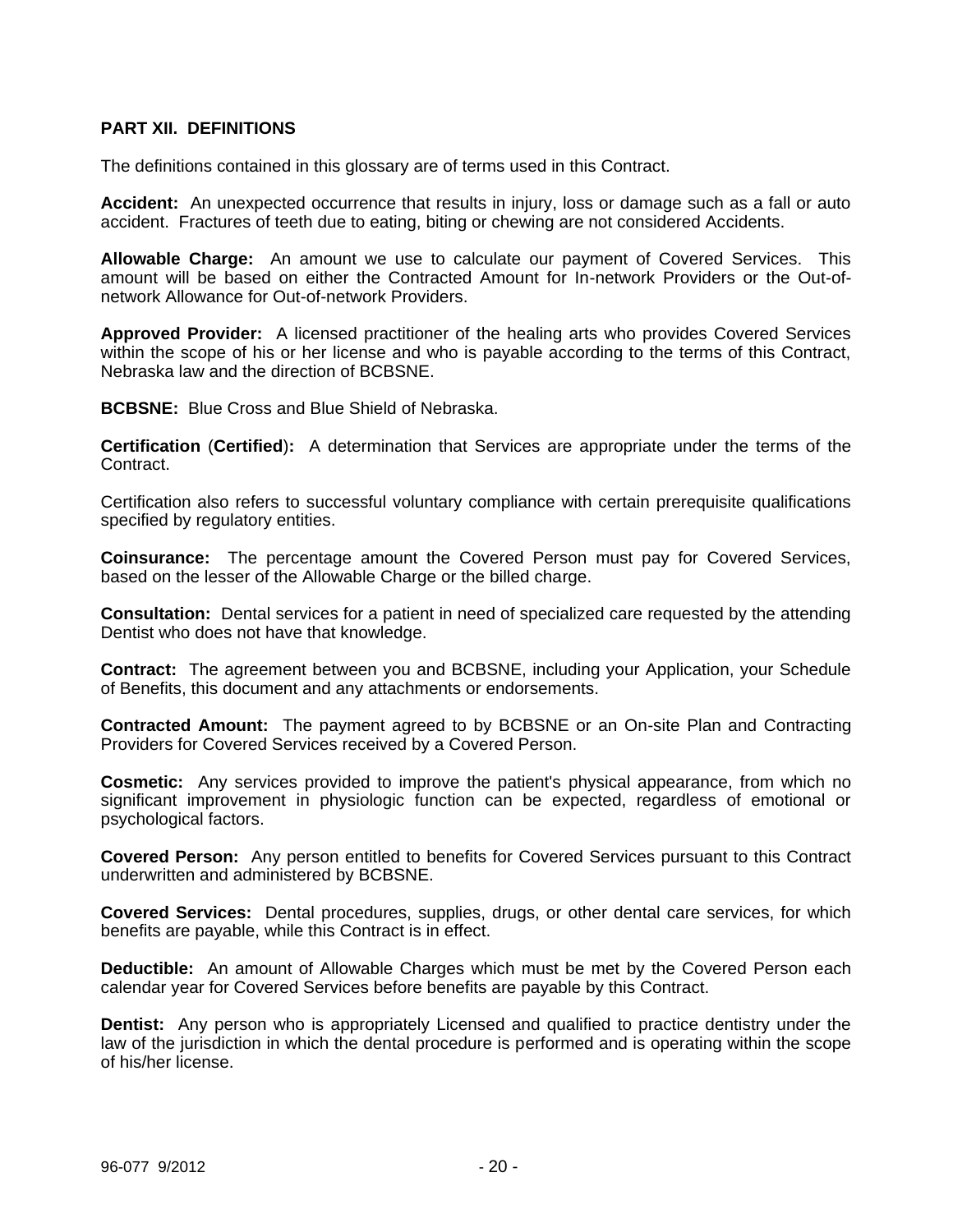## PART XII. DEFINITIONS

The definitions contained in this glossary are of terms used in this Contract.

**Accident:** An unexpected occurrence that results in injury, loss or damage such as a fall or auto accident. Fractures of teeth due to eating, biting or chewing are not considered Accidents.

**Allowable Charge:** An amount we use to calculate our payment of Covered Services. This amount will be based on either the Contracted Amount for In-network Providers or the Out-of-network Allowance for Out-of-network Providers.

**Approved Provider:** A licensed practitioner of the healing arts who provides Covered Services within the scope of his or her license and who is payable according to the terms of this Contract, Nebraska law and the direction of BCBSNE.

**BCBSNE:** Blue Cross and Blue Shield of Nebraska.

**Certification** (**Certified**)**:** A determination that Services are appropriate under the terms of the Contract.

Certification also refers to successful voluntary compliance with certain prerequisite qualifications specified by regulatory entities.

**Coinsurance:** The percentage amount the Covered Person must pay for Covered Services, based on the lesser of the Allowable Charge or the billed charge.

**Consultation:** Dental services for a patient in need of specialized care requested by the attending Dentist who does not have that knowledge.

**Contract:** The agreement between you and BCBSNE, including your Application, your Schedule of Benefits, this document and any attachments or endorsements.

**Contracted Amount:** The payment agreed to by BCBSNE or an On-site Plan and Contracting Providers for Covered Services received by a Covered Person.

**Cosmetic:** Any services provided to improve the patient's physical appearance, from which no significant improvement in physiologic function can be expected, regardless of emotional or psychological factors.

**Covered Person:** Any person entitled to benefits for Covered Services pursuant to this Contract underwritten and administered by BCBSNE.

**Covered Services:** Dental procedures, supplies, drugs, or other dental care services, for which benefits are payable, while this Contract is in effect.

**Deductible:** An amount of Allowable Charges which must be met by the Covered Person each calendar year for Covered Services before benefits are payable by this Contract.

**Dentist:** Any person who is appropriately Licensed and qualified to practice dentistry under the law of the jurisdiction in which the dental procedure is performed and is operating within the scope of his/her license.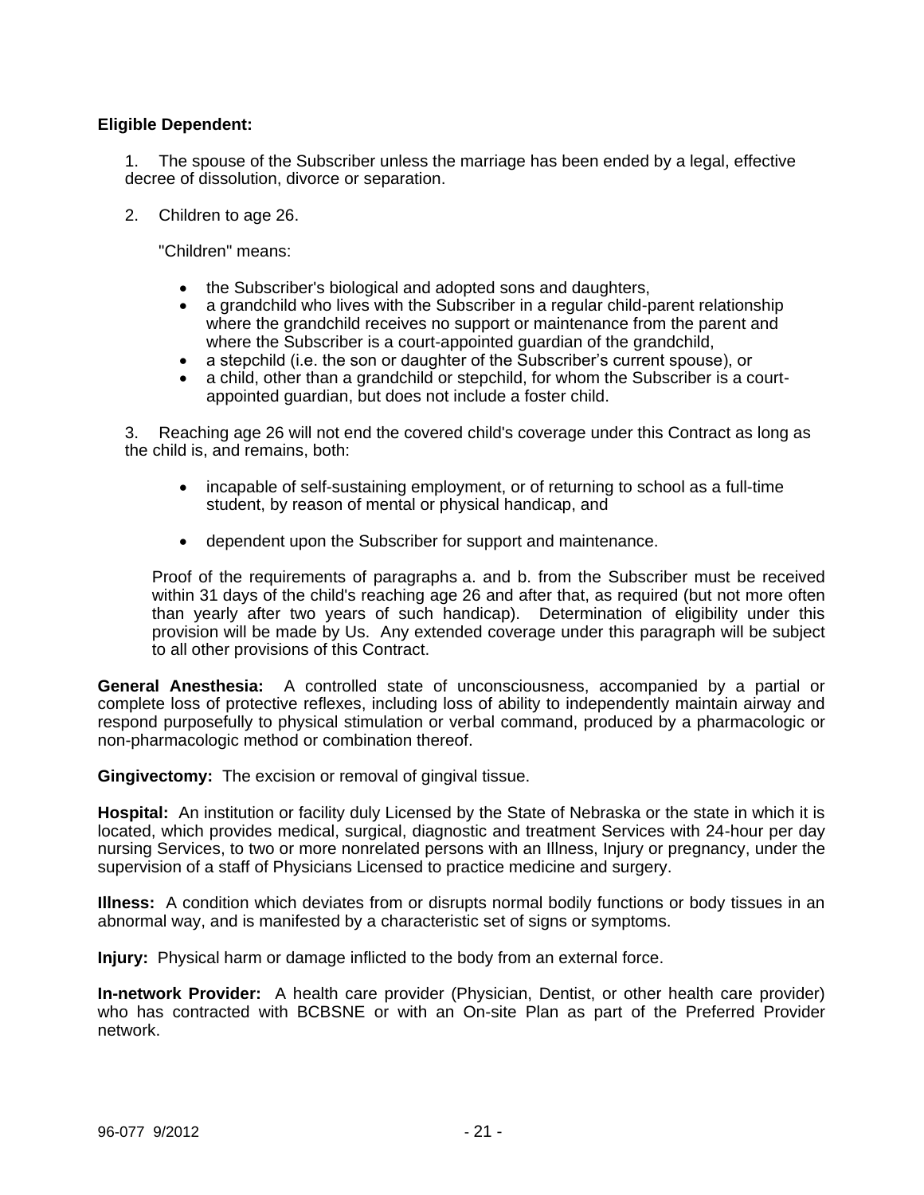**Eligible Dependent:**

1. The spouse of the Subscriber unless the marriage has been ended by a legal, effective decree of dissolution, divorce or separation.

2. Children to age 26.

   "Children" means:

   - the Subscriber's biological and adopted sons and daughters,
   - a grandchild who lives with the Subscriber in a regular child-parent relationship where the grandchild receives no support or maintenance from the parent and where the Subscriber is a court-appointed guardian of the grandchild,
   - a stepchild (i.e. the son or daughter of the Subscriber's current spouse), or
   - a child, other than a grandchild or stepchild, for whom the Subscriber is a court-appointed guardian, but does not include a foster child.

3. Reaching age 26 will not end the covered child's coverage under this Contract as long as the child is, and remains, both:

   - incapable of self-sustaining employment, or of returning to school as a full-time student, by reason of mental or physical handicap, and

   - dependent upon the Subscriber for support and maintenance.

   Proof of the requirements of paragraphs a. and b. from the Subscriber must be received within 31 days of the child's reaching age 26 and after that, as required (but not more often than yearly after two years of such handicap). Determination of eligibility under this provision will be made by Us. Any extended coverage under this paragraph will be subject to all other provisions of this Contract.

**General Anesthesia:** A controlled state of unconsciousness, accompanied by a partial or complete loss of protective reflexes, including loss of ability to independently maintain airway and respond purposefully to physical stimulation or verbal command, produced by a pharmacologic or non-pharmacologic method or combination thereof.

**Gingivectomy:** The excision or removal of gingival tissue.

**Hospital:** An institution or facility duly Licensed by the State of Nebraska or the state in which it is located, which provides medical, surgical, diagnostic and treatment Services with 24-hour per day nursing Services, to two or more nonrelated persons with an Illness, Injury or pregnancy, under the supervision of a staff of Physicians Licensed to practice medicine and surgery.

**Illness:** A condition which deviates from or disrupts normal bodily functions or body tissues in an abnormal way, and is manifested by a characteristic set of signs or symptoms.

**Injury:** Physical harm or damage inflicted to the body from an external force.

**In-network Provider:** A health care provider (Physician, Dentist, or other health care provider) who has contracted with BCBSNE or with an On-site Plan as part of the Preferred Provider network.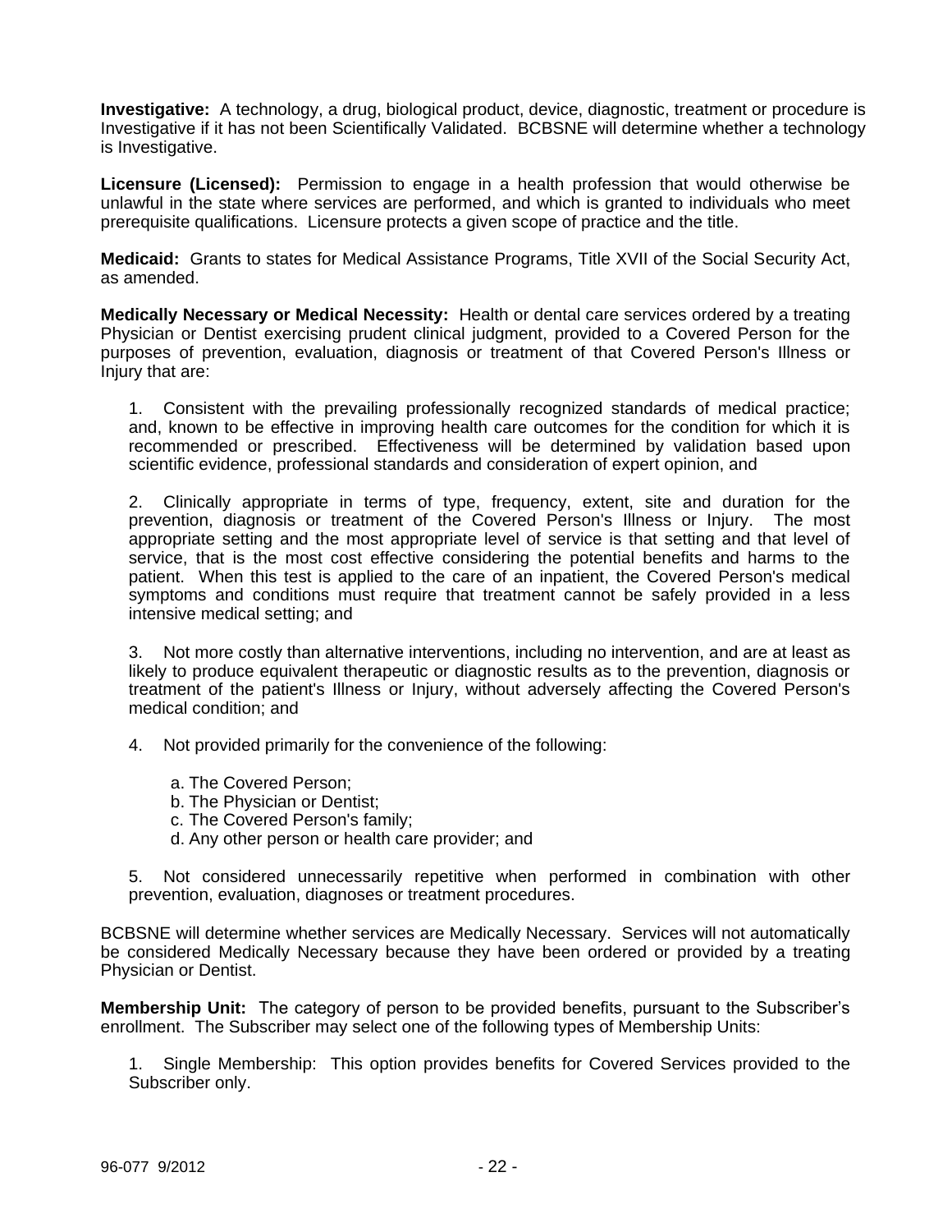**Investigative:** A technology, a drug, biological product, device, diagnostic, treatment or procedure is Investigative if it has not been Scientifically Validated. BCBSNE will determine whether a technology is Investigative.

**Licensure (Licensed):** Permission to engage in a health profession that would otherwise be unlawful in the state where services are performed, and which is granted to individuals who meet prerequisite qualifications. Licensure protects a given scope of practice and the title.

**Medicaid:** Grants to states for Medical Assistance Programs, Title XVII of the Social Security Act, as amended.

**Medically Necessary or Medical Necessity:** Health or dental care services ordered by a treating Physician or Dentist exercising prudent clinical judgment, provided to a Covered Person for the purposes of prevention, evaluation, diagnosis or treatment of that Covered Person's Illness or Injury that are:

1. Consistent with the prevailing professionally recognized standards of medical practice; and, known to be effective in improving health care outcomes for the condition for which it is recommended or prescribed. Effectiveness will be determined by validation based upon scientific evidence, professional standards and consideration of expert opinion, and

2. Clinically appropriate in terms of type, frequency, extent, site and duration for the prevention, diagnosis or treatment of the Covered Person's Illness or Injury. The most appropriate setting and the most appropriate level of service is that setting and that level of service, that is the most cost effective considering the potential benefits and harms to the patient. When this test is applied to the care of an inpatient, the Covered Person's medical symptoms and conditions must require that treatment cannot be safely provided in a less intensive medical setting; and

3. Not more costly than alternative interventions, including no intervention, and are at least as likely to produce equivalent therapeutic or diagnostic results as to the prevention, diagnosis or treatment of the patient's Illness or Injury, without adversely affecting the Covered Person's medical condition; and

4. Not provided primarily for the convenience of the following:

   a. The Covered Person;
   b. The Physician or Dentist;
   c. The Covered Person's family;
   d. Any other person or health care provider; and

5. Not considered unnecessarily repetitive when performed in combination with other prevention, evaluation, diagnoses or treatment procedures.

BCBSNE will determine whether services are Medically Necessary. Services will not automatically be considered Medically Necessary because they have been ordered or provided by a treating Physician or Dentist.

**Membership Unit:** The category of person to be provided benefits, pursuant to the Subscriber's enrollment. The Subscriber may select one of the following types of Membership Units:

1. Single Membership: This option provides benefits for Covered Services provided to the Subscriber only.

96-077 9/2012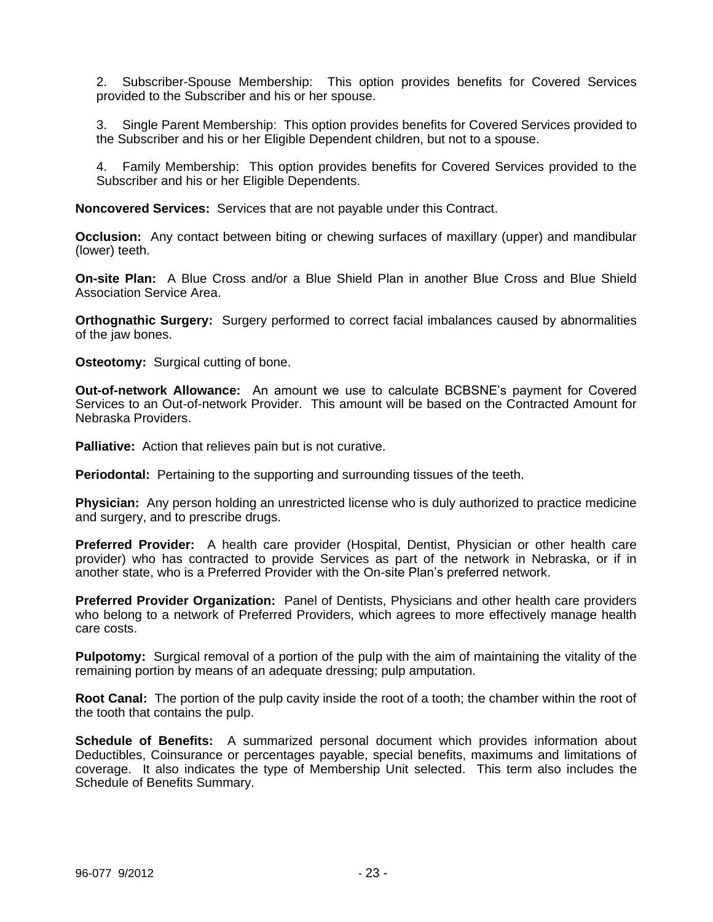2. Subscriber-Spouse Membership: This option provides benefits for Covered Services provided to the Subscriber and his or her spouse.

3. Single Parent Membership: This option provides benefits for Covered Services provided to the Subscriber and his or her Eligible Dependent children, but not to a spouse.

4. Family Membership: This option provides benefits for Covered Services provided to the Subscriber and his or her Eligible Dependents.

**Noncovered Services:** Services that are not payable under this Contract.

**Occlusion:** Any contact between biting or chewing surfaces of maxillary (upper) and mandibular (lower) teeth.

**On-site Plan:** A Blue Cross and/or a Blue Shield Plan in another Blue Cross and Blue Shield Association Service Area.

**Orthognathic Surgery:** Surgery performed to correct facial imbalances caused by abnormalities of the jaw bones.

**Osteotomy:** Surgical cutting of bone.

**Out-of-network Allowance:** An amount we use to calculate BCBSNE's payment for Covered Services to an Out-of-network Provider. This amount will be based on the Contracted Amount for Nebraska Providers.

**Palliative:** Action that relieves pain but is not curative.

**Periodontal:** Pertaining to the supporting and surrounding tissues of the teeth.

**Physician:** Any person holding an unrestricted license who is duly authorized to practice medicine and surgery, and to prescribe drugs.

**Preferred Provider:** A health care provider (Hospital, Dentist, Physician or other health care provider) who has contracted to provide Services as part of the network in Nebraska, or if in another state, who is a Preferred Provider with the On-site Plan's preferred network.

**Preferred Provider Organization:** Panel of Dentists, Physicians and other health care providers who belong to a network of Preferred Providers, which agrees to more effectively manage health care costs.

**Pulpotomy:** Surgical removal of a portion of the pulp with the aim of maintaining the vitality of the remaining portion by means of an adequate dressing; pulp amputation.

**Root Canal:** The portion of the pulp cavity inside the root of a tooth; the chamber within the root of the tooth that contains the pulp.

**Schedule of Benefits:** A summarized personal document which provides information about Deductibles, Coinsurance or percentages payable, special benefits, maximums and limitations of coverage. It also indicates the type of Membership Unit selected. This term also includes the Schedule of Benefits Summary.

96-077 9/2012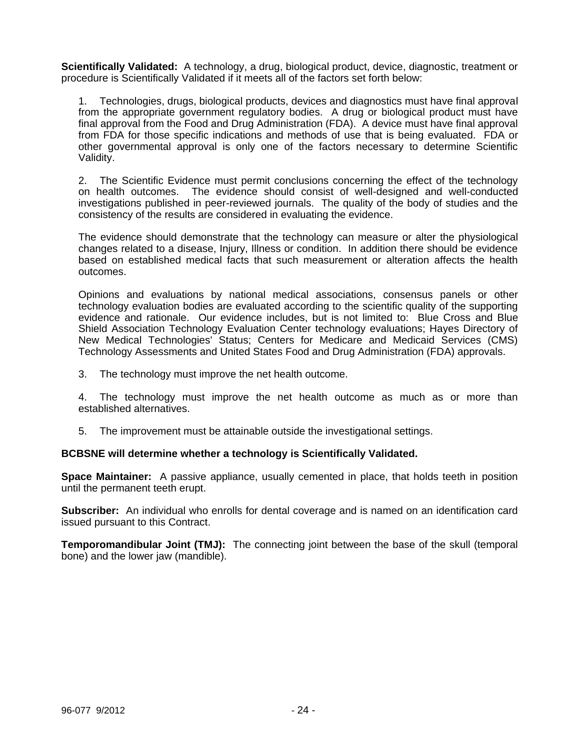**Scientifically Validated:** A technology, a drug, biological product, device, diagnostic, treatment or procedure is Scientifically Validated if it meets all of the factors set forth below:

1. Technologies, drugs, biological products, devices and diagnostics must have final approval from the appropriate government regulatory bodies. A drug or biological product must have final approval from the Food and Drug Administration (FDA). A device must have final approval from FDA for those specific indications and methods of use that is being evaluated. FDA or other governmental approval is only one of the factors necessary to determine Scientific Validity.

2. The Scientific Evidence must permit conclusions concerning the effect of the technology on health outcomes. The evidence should consist of well-designed and well-conducted investigations published in peer-reviewed journals. The quality of the body of studies and the consistency of the results are considered in evaluating the evidence.

   The evidence should demonstrate that the technology can measure or alter the physiological changes related to a disease, Injury, Illness or condition. In addition there should be evidence based on established medical facts that such measurement or alteration affects the health outcomes.

   Opinions and evaluations by national medical associations, consensus panels or other technology evaluation bodies are evaluated according to the scientific quality of the supporting evidence and rationale. Our evidence includes, but is not limited to: Blue Cross and Blue Shield Association Technology Evaluation Center technology evaluations; Hayes Directory of New Medical Technologies' Status; Centers for Medicare and Medicaid Services (CMS) Technology Assessments and United States Food and Drug Administration (FDA) approvals.

3. The technology must improve the net health outcome.

4. The technology must improve the net health outcome as much as or more than established alternatives.

5. The improvement must be attainable outside the investigational settings.

**BCBSNE will determine whether a technology is Scientifically Validated.**

**Space Maintainer:** A passive appliance, usually cemented in place, that holds teeth in position until the permanent teeth erupt.

**Subscriber:** An individual who enrolls for dental coverage and is named on an identification card issued pursuant to this Contract.

**Temporomandibular Joint (TMJ):** The connecting joint between the base of the skull (temporal bone) and the lower jaw (mandible).

96-077 9/2012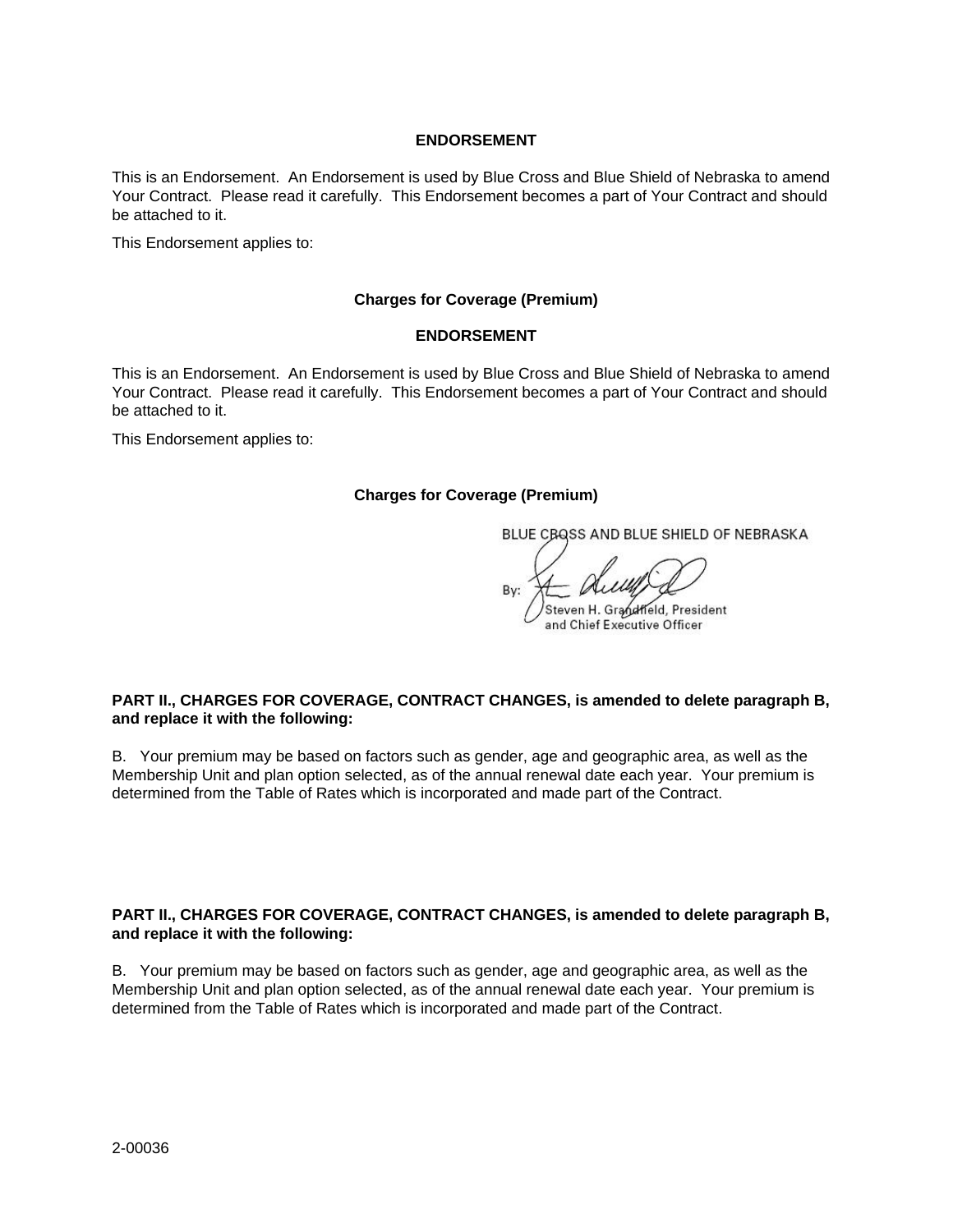**ENDORSEMENT**

This is an Endorsement. An Endorsement is used by Blue Cross and Blue Shield of Nebraska to amend Your Contract. Please read it carefully. This Endorsement becomes a part of Your Contract and should be attached to it.

This Endorsement applies to:

**Charges for Coverage (Premium)**

**ENDORSEMENT**

This is an Endorsement. An Endorsement is used by Blue Cross and Blue Shield of Nebraska to amend Your Contract. Please read it carefully. This Endorsement becomes a part of Your Contract and should be attached to it.

This Endorsement applies to:

**Charges for Coverage (Premium)**

BLUE CROSS AND BLUE SHIELD OF NEBRASKA

By: Steven H. Grandfield, President and Chief Executive Officer

**PART II., CHARGES FOR COVERAGE, CONTRACT CHANGES, is amended to delete paragraph B, and replace it with the following:**

B. Your premium may be based on factors such as gender, age and geographic area, as well as the Membership Unit and plan option selected, as of the annual renewal date each year. Your premium is determined from the Table of Rates which is incorporated and made part of the Contract.

**PART II., CHARGES FOR COVERAGE, CONTRACT CHANGES, is amended to delete paragraph B, and replace it with the following:**

B. Your premium may be based on factors such as gender, age and geographic area, as well as the Membership Unit and plan option selected, as of the annual renewal date each year. Your premium is determined from the Table of Rates which is incorporated and made part of the Contract.

2-00036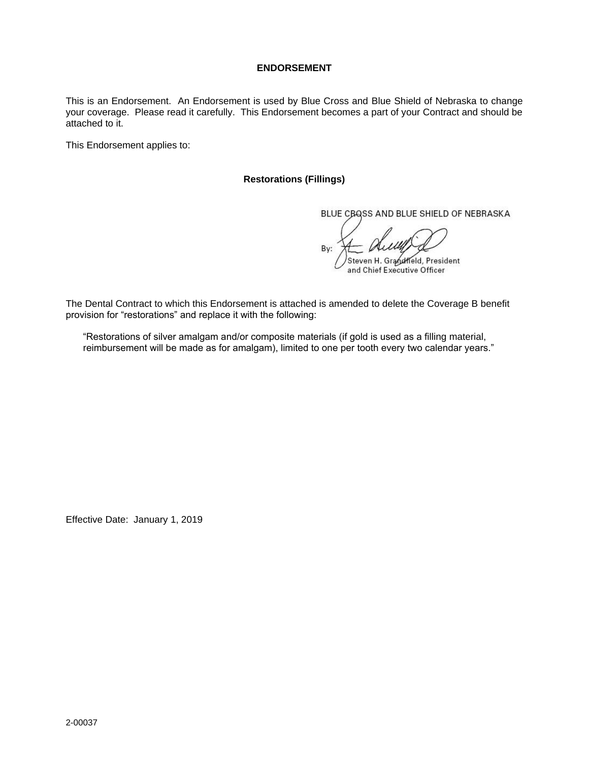# ENDORSEMENT

This is an Endorsement. An Endorsement is used by Blue Cross and Blue Shield of Nebraska to change your coverage. Please read it carefully. This Endorsement becomes a part of your Contract and should be attached to it.

This Endorsement applies to:

**Restorations (Fillings)**

BLUE CROSS AND BLUE SHIELD OF NEBRASKA

By: Steven H. Grandfield, President and Chief Executive Officer

The Dental Contract to which this Endorsement is attached is amended to delete the Coverage B benefit provision for "restorations" and replace it with the following:

> "Restorations of silver amalgam and/or composite materials (if gold is used as a filling material, reimbursement will be made as for amalgam), limited to one per tooth every two calendar years."

Effective Date: January 1, 2019

2-00037